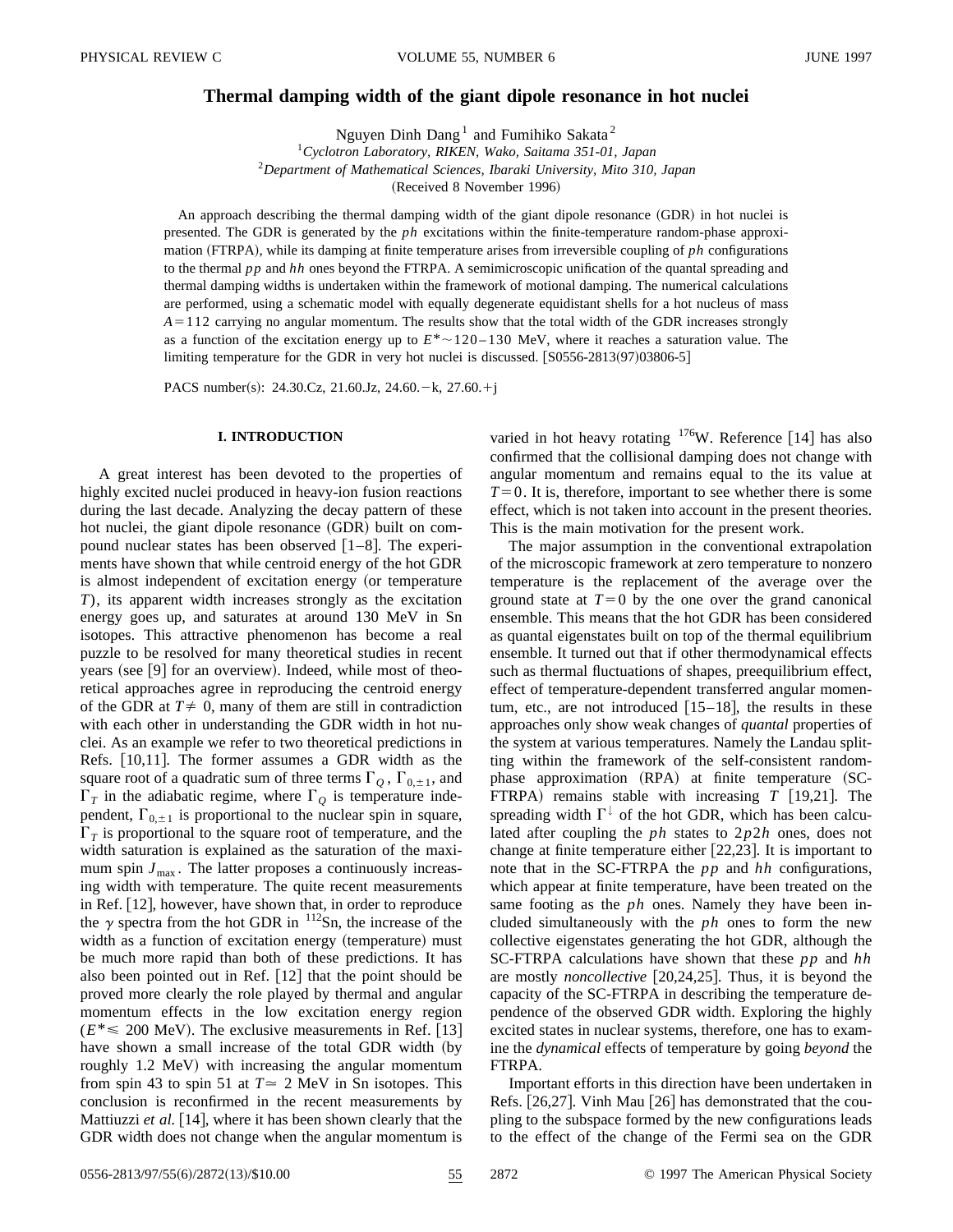# Thermal damping width of the giant dipole resonance in hot nuclei

Nguyen Dinh Dang [1] and Fumihiko Sakata [2]

[1] *Cyclotron Laboratory, RIKEN, Wako, Saitama 351-01, Japan*

[2] *Department of Mathematical Sciences, Ibaraki University, Mito 310, Japan*

(Received 8 November 1996)

An approach describing the thermal damping width of the giant dipole resonance (GDR) in hot nuclei is presented. The GDR is generated by the *ph* excitations within the finite-temperature random-phase approximation (FTRPA), while its damping at finite temperature arises from irreversible coupling of *ph* configurations to the thermal *pp* and *hh* ones beyond the FTRPA. A semimicroscopic unification of the quantal spreading and thermal damping widths is undertaken within the framework of motional damping. The numerical calculations are performed, using a schematic model with equally degenerate equidistant shells for a hot nucleus of mass $A=112$ carrying no angular momentum. The results show that the total width of the GDR increases strongly as a function of the excitation energy up to $E^{*}\sim 120-130$ MeV, where it reaches a saturation value. The limiting temperature for the GDR in very hot nuclei is discussed. [S0556-2813(97)03806-5]

PACS number(s): 24.30.Cz, 21.60.Jz, 24.60.−k, 27.60.+j

## I. INTRODUCTION

A great interest has been devoted to the properties of highly excited nuclei produced in heavy-ion fusion reactions during the last decade. Analyzing the decay pattern of these hot nuclei, the giant dipole resonance (GDR) built on compound nuclear states has been observed [1–8]. The experiments have shown that while centroid energy of the hot GDR is almost independent of excitation energy (or temperature $T$), its apparent width increases strongly as the excitation energy goes up, and saturates at around 130 MeV in Sn isotopes. This attractive phenomenon has become a real puzzle to be resolved for many theoretical studies in recent years (see [9] for an overview). Indeed, while most of theoretical approaches agree in reproducing the centroid energy of the GDR at $T\neq 0$, many of them are still in contradiction with each other in understanding the GDR width in hot nuclei. As an example we refer to two theoretical predictions in Refs. [10,11]. The former assumes a GDR width as the square root of a quadratic sum of three terms $\Gamma_{Q}$, $\Gamma_{0,\pm 1}$, and $\Gamma_{T}$ in the adiabatic regime, where $\Gamma_{Q}$ is temperature independent, $\Gamma_{0,\pm 1}$ is proportional to the nuclear spin in square, $\Gamma_{T}$ is proportional to the square root of temperature, and the width saturation is explained as the saturation of the maximum spin $J_{\max}$. The latter proposes a continuously increasing width with temperature. The quite recent measurements in Ref. [12], however, have shown that, in order to reproduce the $\gamma$ spectra from the hot GDR in $^{112}$Sn, the increase of the width as a function of excitation energy (temperature) must be much more rapid than both of these predictions. It has also been pointed out in Ref. [12] that the point should be proved more clearly the role played by thermal and angular momentum effects in the low excitation energy region ($E^{*}\leqslant 200$ MeV). The exclusive measurements in Ref. [13] have shown a small increase of the total GDR width (by roughly 1.2 MeV) with increasing the angular momentum from spin 43 to spin 51 at $T\simeq 2$ MeV in Sn isotopes. This conclusion is reconfirmed in the recent measurements by Mattiuzzi *et al.* [14], where it has been shown clearly that the GDR width does not change when the angular momentum is varied in hot heavy rotating $^{176}$W. Reference [14] has also confirmed that the collisional damping does not change with angular momentum and remains equal to the its value at $T=0$. It is, therefore, important to see whether there is some effect, which is not taken into account in the present theories. This is the main motivation for the present work.

The major assumption in the conventional extrapolation of the microscopic framework at zero temperature to nonzero temperature is the replacement of the average over the ground state at $T=0$ by the one over the grand canonical ensemble. This means that the hot GDR has been considered as quantal eigenstates built on top of the thermal equilibrium ensemble. It turned out that if other thermodynamical effects such as thermal fluctuations of shapes, preequilibrium effect, effect of temperature-dependent transferred angular momentum, etc., are not introduced [15–18], the results in these approaches only show weak changes of *quantal* properties of the system at various temperatures. Namely the Landau splitting within the framework of the self-consistent random-phase approximation (RPA) at finite temperature (SC-FTRPA) remains stable with increasing $T$ [19,21]. The spreading width $\Gamma^{\downarrow}$ of the hot GDR, which has been calculated after coupling the *ph* states to 2*p*2*h* ones, does not change at finite temperature either [22,23]. It is important to note that in the SC-FTRPA the *pp* and *hh* configurations, which appear at finite temperature, have been treated on the same footing as the *ph* ones. Namely they have been included simultaneously with the *ph* ones to form the new collective eigenstates generating the hot GDR, although the SC-FTRPA calculations have shown that these *pp* and *hh* are mostly *noncollective* [20,24,25]. Thus, it is beyond the capacity of the SC-FTRPA in describing the temperature dependence of the observed GDR width. Exploring the highly excited states in nuclear systems, therefore, one has to examine the *dynamical* effects of temperature by going *beyond* the FTRPA.

Important efforts in this direction have been undertaken in Refs. [26,27]. Vinh Mau [26] has demonstrated that the coupling to the subspace formed by the new configurations leads to the effect of the change of the Fermi sea on the GDR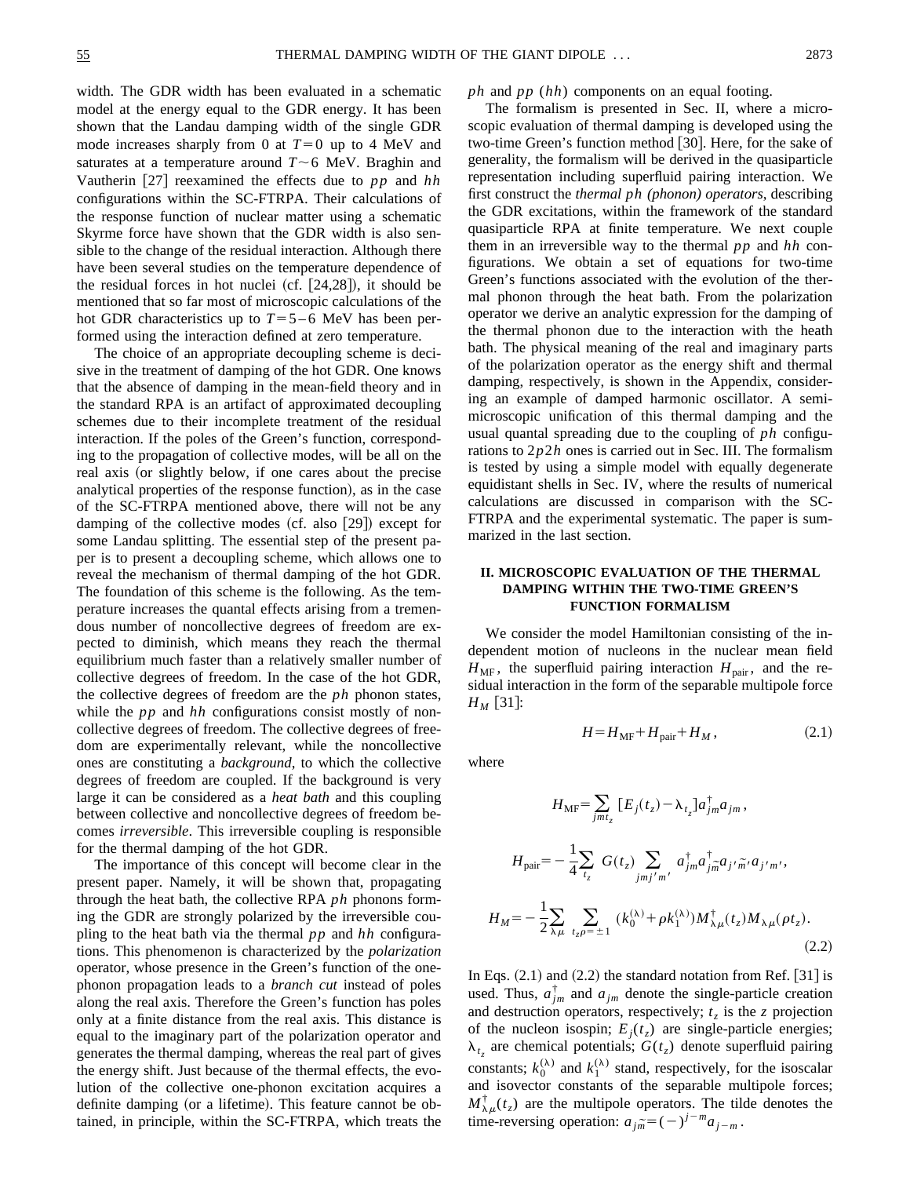width. The GDR width has been evaluated in a schematic model at the energy equal to the GDR energy. It has been shown that the Landau damping width of the single GDR mode increases sharply from 0 at $T=0$ up to 4 MeV and saturates at a temperature around $T\sim 6$ MeV. Braghin and Vautherin [27] reexamined the effects due to $pp$ and $hh$ configurations within the SC-FTRPA. Their calculations of the response function of nuclear matter using a schematic Skyrme force have shown that the GDR width is also sensible to the change of the residual interaction. Although there have been several studies on the temperature dependence of the residual forces in hot nuclei (cf. [24,28]), it should be mentioned that so far most of microscopic calculations of the hot GDR characteristics up to $T=5-6$ MeV has been performed using the interaction defined at zero temperature.

The choice of an appropriate decoupling scheme is decisive in the treatment of damping of the hot GDR. One knows that the absence of damping in the mean-field theory and in the standard RPA is an artifact of approximated decoupling schemes due to their incomplete treatment of the residual interaction. If the poles of the Green's function, corresponding to the propagation of collective modes, will be all on the real axis (or slightly below, if one cares about the precise analytical properties of the response function), as in the case of the SC-FTRPA mentioned above, there will not be any damping of the collective modes (cf. also [29]) except for some Landau splitting. The essential step of the present paper is to present a decoupling scheme, which allows one to reveal the mechanism of thermal damping of the hot GDR. The foundation of this scheme is the following. As the temperature increases the quantal effects arising from a tremendous number of noncollective degrees of freedom are expected to diminish, which means they reach the thermal equilibrium much faster than a relatively smaller number of collective degrees of freedom. In the case of the hot GDR, the collective degrees of freedom are the $ph$ phonon states, while the $pp$ and $hh$ configurations consist mostly of noncollective degrees of freedom. The collective degrees of freedom are experimentally relevant, while the noncollective ones are constituting a *background*, to which the collective degrees of freedom are coupled. If the background is very large it can be considered as a *heat bath* and this coupling between collective and noncollective degrees of freedom becomes *irreversible*. This irreversible coupling is responsible for the thermal damping of the hot GDR.

The importance of this concept will become clear in the present paper. Namely, it will be shown that, propagating through the heat bath, the collective RPA $ph$ phonons forming the GDR are strongly polarized by the irreversible coupling to the heat bath via the thermal $pp$ and $hh$ configurations. This phenomenon is characterized by the *polarization* operator, whose presence in the Green's function of the one-phonon propagation leads to a *branch cut* instead of poles along the real axis. Therefore the Green's function has poles only at a finite distance from the real axis. This distance is equal to the imaginary part of the polarization operator and generates the thermal damping, whereas the real part of gives the energy shift. Just because of the thermal effects, the evolution of the collective one-phonon excitation acquires a definite damping (or a lifetime). This feature cannot be obtained, in principle, within the SC-FTRPA, which treats the $ph$ and $pp$ ($hh$) components on an equal footing.

The formalism is presented in Sec. II, where a microscopic evaluation of thermal damping is developed using the two-time Green's function method [30]. Here, for the sake of generality, the formalism will be derived in the quasiparticle representation including superfluid pairing interaction. We first construct the *thermal $ph$ (phonon) operators*, describing the GDR excitations, within the framework of the standard quasiparticle RPA at finite temperature. We next couple them in an irreversible way to the thermal $pp$ and $hh$ configurations. We obtain a set of equations for two-time Green's functions associated with the evolution of the thermal phonon through the heat bath. From the polarization operator we derive an analytic expression for the damping of the thermal phonon due to the interaction with the heath bath. The physical meaning of the real and imaginary parts of the polarization operator as the energy shift and thermal damping, respectively, is shown in the Appendix, considering an example of damped harmonic oscillator. A semimicroscopic unification of this thermal damping and the usual quantal spreading due to the coupling of $ph$ configurations to $2p2h$ ones is carried out in Sec. III. The formalism is tested by using a simple model with equally degenerate equidistant shells in Sec. IV, where the results of numerical calculations are discussed in comparison with the SC-FTRPA and the experimental systematic. The paper is summarized in the last section.

## II. MICROSCOPIC EVALUATION OF THE THERMAL DAMPING WITHIN THE TWO-TIME GREEN'S FUNCTION FORMALISM

We consider the model Hamiltonian consisting of the independent motion of nucleons in the nuclear mean field $H_{\rm MF}$, the superfluid pairing interaction $H_{\rm pair}$, and the residual interaction in the form of the separable multipole force $H_M$ [31]:

$$H=H_{\rm MF}+H_{\rm pair}+H_M\,, \tag{2.1}$$

where

$$H_{\rm MF}=\sum_{jmt_z}[E_j(t_z)-\lambda_{t_z}]a^{\dagger}_{jm}a_{jm}\,,$$

$$H_{\rm pair}=-\frac{1}{4}\sum_{t_z}G(t_z)\sum_{jmj'm'}a^{\dagger}_{jm}a^{\dagger}_{j\widetilde{m}}a_{j'\widetilde{m}'}a_{j'm'},$$

$$H_M=-\frac{1}{2}\sum_{\lambda\mu}\sum_{t_z\rho=\pm1}(k_0^{(\lambda)}+\rho k_1^{(\lambda)})M^{\dagger}_{\lambda\mu}(t_z)M_{\lambda\mu}(\rho t_z). \tag{2.2}$$

In Eqs. (2.1) and (2.2) the standard notation from Ref. [31] is used. Thus, $a^{\dagger}_{jm}$ and $a_{jm}$ denote the single-particle creation and destruction operators, respectively; $t_z$ is the $z$ projection of the nucleon isospin; $E_j(t_z)$ are single-particle energies; $\lambda_{t_z}$ are chemical potentials; $G(t_z)$ denote superfluid pairing constants; $k_0^{(\lambda)}$ and $k_1^{(\lambda)}$ stand, respectively, for the isoscalar and isovector constants of the separable multipole forces; $M^{\dagger}_{\lambda\mu}(t_z)$ are the multipole operators. The tilde denotes the time-reversing operation: $a_{j\widetilde{m}}=(-)^{j-m}a_{j-m}$.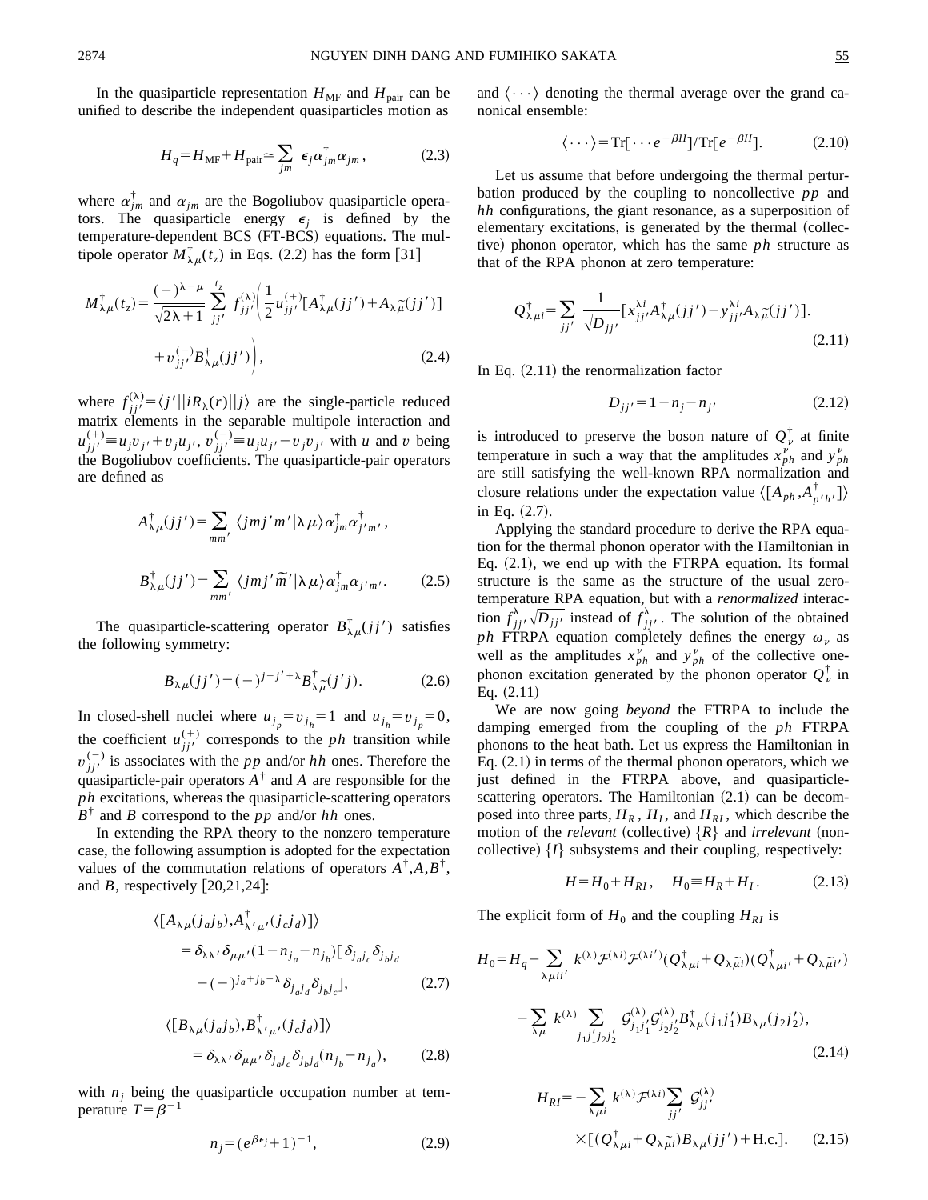In the quasiparticle representation $H_{\rm MF}$ and $H_{\rm pair}$ can be unified to describe the independent quasiparticles motion as

$$H_q = H_{\rm MF} + H_{\rm pair} \simeq \sum_{jm} \epsilon_j \alpha^\dagger_{jm} \alpha_{jm}, \tag{2.3}$$

where $\alpha^\dagger_{jm}$ and $\alpha_{jm}$ are the Bogoliubov quasiparticle operators. The quasiparticle energy $\epsilon_j$ is defined by the temperature-dependent BCS (FT-BCS) equations. The multipole operator $M^\dagger_{\lambda\mu}(t_z)$ in Eqs. (2.2) has the form [31]

$$M^\dagger_{\lambda\mu}(t_z) = \frac{(-)^{\lambda-\mu}}{\sqrt{2\lambda+1}} \sum_{jj'}^{t_z} f^{(\lambda)}_{jj'} \left( \frac{1}{2} u^{(+)}_{jj'} [A^\dagger_{\lambda\mu}(jj') + A_{\lambda\tilde{\mu}}(jj')] + v^{(-)}_{jj'} B^\dagger_{\lambda\mu}(jj') \right), \tag{2.4}$$

where $f^{(\lambda)}_{jj'} = \langle j' || i R_\lambda(r) || j \rangle$ are the single-particle reduced matrix elements in the separable multipole interaction and $u^{(+)}_{jj'} \equiv u_j v_{j'} + v_j u_{j'}$, $v^{(-)}_{jj'} \equiv u_j u_{j'} - v_j v_{j'}$ with $u$ and $v$ being the Bogoliubov coefficients. The quasiparticle-pair operators are defined as

$$A^\dagger_{\lambda\mu}(jj') = \sum_{mm'} \langle jm j'm' | \lambda\mu \rangle \alpha^\dagger_{jm} \alpha^\dagger_{j'm'},$$

$$B^\dagger_{\lambda\mu}(jj') = \sum_{mm'} \langle jm j'\widetilde{m}' | \lambda\mu \rangle \alpha^\dagger_{jm} \alpha_{j'm'}. \tag{2.5}$$

The quasiparticle-scattering operator $B^\dagger_{\lambda\mu}(jj')$ satisfies the following symmetry:

$$B_{\lambda\mu}(jj') = (-)^{j-j'+\lambda} B^\dagger_{\lambda\tilde{\mu}}(j'j). \tag{2.6}$$

In closed-shell nuclei where $u_{j_p} = v_{j_h} = 1$ and $u_{j_h} = v_{j_p} = 0$, the coefficient $u^{(+)}_{jj'}$ corresponds to the $ph$ transition while $v^{(-)}_{jj'}$ is associates with the $pp$ and/or $hh$ ones. Therefore the quasiparticle-pair operators $A^\dagger$ and $A$ are responsible for the $ph$ excitations, whereas the quasiparticle-scattering operators $B^\dagger$ and $B$ correspond to the $pp$ and/or $hh$ ones.

In extending the RPA theory to the nonzero temperature case, the following assumption is adopted for the expectation values of the commutation relations of operators $A^\dagger, A, B^\dagger$, and $B$, respectively [20,21,24]:

$$\langle [A_{\lambda\mu}(j_a j_b), A^\dagger_{\lambda'\mu'}(j_c j_d)] \rangle = \delta_{\lambda\lambda'} \delta_{\mu\mu'} (1 - n_{j_a} - n_{j_b}) [\delta_{j_a j_c} \delta_{j_b j_d} - (-)^{j_a + j_b - \lambda} \delta_{j_a j_d} \delta_{j_b j_c}], \tag{2.7}$$

$$\langle [B_{\lambda\mu}(j_a j_b), B^\dagger_{\lambda'\mu'}(j_c j_d)] \rangle = \delta_{\lambda\lambda'} \delta_{\mu\mu'} \delta_{j_a j_c} \delta_{j_b j_d} (n_{j_b} - n_{j_a}), \tag{2.8}$$

with $n_j$ being the quasiparticle occupation number at temperature $T = \beta^{-1}$

$$n_j = (e^{\beta \epsilon_j} + 1)^{-1}, \tag{2.9}$$

and $\langle \cdots \rangle$ denoting the thermal average over the grand canonical ensemble:

$$\langle \cdots \rangle = {\rm Tr}[\cdots e^{-\beta H}] / {\rm Tr}[e^{-\beta H}]. \tag{2.10}$$

Let us assume that before undergoing the thermal perturbation produced by the coupling to noncollective $pp$ and $hh$ configurations, the giant resonance, as a superposition of elementary excitations, is generated by the thermal (collective) phonon operator, which has the same $ph$ structure as that of the RPA phonon at zero temperature:

$$Q^\dagger_{\lambda\mu i} = \sum_{jj'} \frac{1}{\sqrt{D_{jj'}}} [x^{\lambda i}_{jj'} A^\dagger_{\lambda\mu}(jj') - y^{\lambda i}_{jj'} A_{\lambda\tilde{\mu}}(jj')]. \tag{2.11}$$

In Eq. (2.11) the renormalization factor

$$D_{jj'} = 1 - n_j - n_{j'} \tag{2.12}$$

is introduced to preserve the boson nature of $Q^\dagger_\nu$ at finite temperature in such a way that the amplitudes $x^\nu_{ph}$ and $y^\nu_{ph}$ are still satisfying the well-known RPA normalization and closure relations under the expectation value $\langle [A_{ph}, A^\dagger_{p'h'}] \rangle$ in Eq. (2.7).

Applying the standard procedure to derive the RPA equation for the thermal phonon operator with the Hamiltonian in Eq. (2.1), we end up with the FTRPA equation. Its formal structure is the same as the structure of the usual zero-temperature RPA equation, but with a *renormalized* interaction $f^\lambda_{jj'} \sqrt{D_{jj'}}$ instead of $f^\lambda_{jj'}$. The solution of the obtained $ph$ FTRPA equation completely defines the energy $\omega_\nu$ as well as the amplitudes $x^\nu_{ph}$ and $y^\nu_{ph}$ of the collective one-phonon excitation generated by the phonon operator $Q^\dagger_\nu$ in Eq. (2.11)

We are now going *beyond* the FTRPA to include the damping emerged from the coupling of the $ph$ FTRPA phonons to the heat bath. Let us express the Hamiltonian in Eq. (2.1) in terms of the thermal phonon operators, which we just defined in the FTRPA above, and quasiparticle-scattering operators. The Hamiltonian (2.1) can be decomposed into three parts, $H_R$, $H_I$, and $H_{RI}$, which describe the motion of the *relevant* (collective) $\{R\}$ and *irrelevant* (noncollective) $\{I\}$ subsystems and their coupling, respectively:

$$H = H_0 + H_{RI}, \quad H_0 \equiv H_R + H_I. \tag{2.13}$$

The explicit form of $H_0$ and the coupling $H_{RI}$ is

$$H_0 = H_q - \sum_{\lambda\mu ii'} k^{(\lambda)} \mathcal{F}^{(\lambda i)} \mathcal{F}^{(\lambda i')} (Q^\dagger_{\lambda\mu i} + Q_{\lambda\tilde{\mu} i})(Q^\dagger_{\lambda\mu i'} + Q_{\lambda\tilde{\mu} i'}) - \sum_{\lambda\mu} k^{(\lambda)} \sum_{j_1 j'_1 j_2 j'_2} \mathcal{G}^{(\lambda)}_{j_1 j'_1} \mathcal{G}^{(\lambda)}_{j_2 j'_2} B^\dagger_{\lambda\mu}(j_1 j'_1) B_{\lambda\mu}(j_2 j'_2), \tag{2.14}$$

$$H_{RI} = -\sum_{\lambda\mu i} k^{(\lambda)} \mathcal{F}^{(\lambda i)} \sum_{jj'} \mathcal{G}^{(\lambda)}_{jj'} \times [(Q^\dagger_{\lambda\mu i} + Q_{\lambda\tilde{\mu} i}) B_{\lambda\mu}(jj') + {\rm H.c.}]. \tag{2.15}$$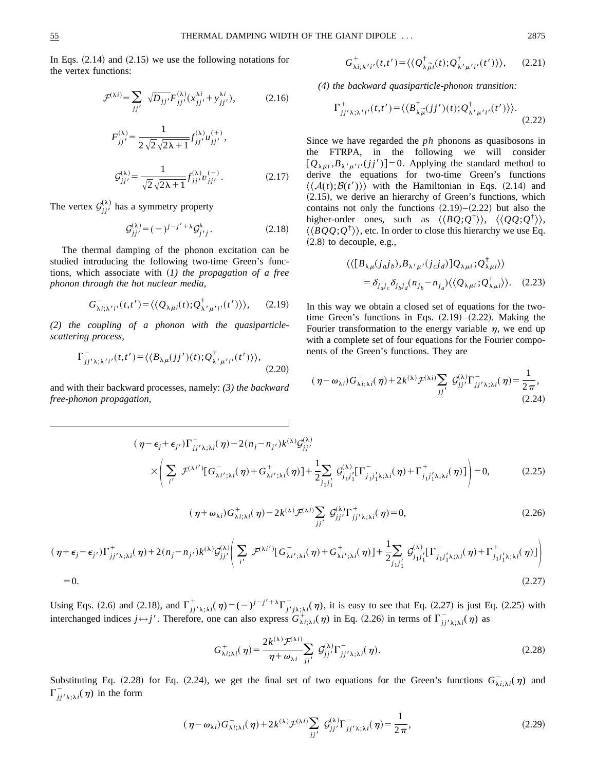In Eqs. (2.14) and (2.15) we use the following notations for the vertex functions:

$$\mathcal{F}^{(\lambda i)}=\sum_{jj'}\sqrt{D_{jj'}}F_{jj'}^{(\lambda)}(x_{jj'}^{\lambda i}+y_{jj'}^{\lambda i}), \tag{2.16}$$

$$F_{jj'}^{(\lambda)}=\frac{1}{2\sqrt{2}\sqrt{2\lambda+1}}f_{jj'}^{(\lambda)}u_{jj'}^{(+)},$$

$$\mathcal{G}_{jj'}^{(\lambda)}=\frac{1}{\sqrt{2}\sqrt{2\lambda+1}}f_{jj'}^{(\lambda)}v_{jj'}^{(-)}. \tag{2.17}$$

The vertex $\mathcal{G}_{jj'}^{(\lambda)}$ has a symmetry property

$$\mathcal{G}_{jj'}^{(\lambda)}=(-)^{j-j'+\lambda}\mathcal{G}_{j'j}^{\lambda}. \tag{2.18}$$

The thermal damping of the phonon excitation can be studied introducing the following two-time Green's functions, which associate with (*1*) *the propagation of a free phonon through the hot nuclear media*,

$$G_{\lambda i;\lambda' i'}^{-}(t,t')=\langle\langle Q_{\lambda\mu i}(t);Q_{\lambda'\mu' i'}^{\dagger}(t')\rangle\rangle, \tag{2.19}$$

*(2) the coupling of a phonon with the quasiparticle-scattering process*,

$$\Gamma_{jj'\lambda;\lambda' i'}^{-}(t,t')=\langle\langle B_{\lambda\mu}(jj')(t);Q_{\lambda'\mu' i'}^{\dagger}(t')\rangle\rangle, \tag{2.20}$$

and with their backward processes, namely: *(3) the backward free-phonon propagation*,

$$G_{\lambda i;\lambda' i'}^{+}(t,t')=\langle\langle Q_{\lambda\tilde{\mu} i}^{\dagger}(t);Q_{\lambda'\mu' i'}^{\dagger}(t')\rangle\rangle, \tag{2.21}$$

*(4) the backward quasiparticle-phonon transition:*

$$\Gamma_{jj'\lambda;\lambda' i'}^{+}(t,t')=\langle\langle B_{\lambda\tilde{\mu}}^{\dagger}(jj')(t);Q_{\lambda'\mu' i'}^{\dagger}(t')\rangle\rangle. \tag{2.22}$$

Since we have regarded the $ph$ phonons as quasibosons in the FTRPA, in the following we will consider $[Q_{\lambda\mu i},B_{\lambda'\mu' i'}(jj')]=0$. Applying the standard method to derive the equations for two-time Green's functions $\langle\langle\mathcal{A}(t);\mathcal{B}(t')\rangle\rangle$ with the Hamiltonian in Eqs. (2.14) and (2.15), we derive an hierarchy of Green's functions, which contains not only the functions (2.19)–(2.22) but also the higher-order ones, such as $\langle\langle BQ;Q^{\dagger}\rangle\rangle$, $\langle\langle QQ;Q^{\dagger}\rangle\rangle$, $\langle\langle BQQ;Q^{\dagger}\rangle\rangle$, etc. In order to close this hierarchy we use Eq. (2.8) to decouple, e.g.,

$$\langle\langle[B_{\lambda\mu}(j_aj_b),B_{\lambda'\mu'}(j_cj_d)]Q_{\lambda\mu i};Q_{\lambda\mu i}^{\dagger}\rangle\rangle =\delta_{j_aj_c}\delta_{j_bj_d}(n_{j_b}-n_{j_a})\langle\langle Q_{\lambda\mu i};Q_{\lambda\mu i}^{\dagger}\rangle\rangle. \tag{2.23}$$

In this way we obtain a closed set of equations for the two-time Green's functions in Eqs. (2.19)–(2.22). Making the Fourier transformation to the energy variable $\eta$, we end up with a complete set of four equations for the Fourier components of the Green's functions. They are

$$(\eta-\omega_{\lambda i})G_{\lambda i;\lambda i}^{-}(\eta)+2k^{(\lambda)}\mathcal{F}^{(\lambda i)}\sum_{jj'}\mathcal{G}_{jj'}^{(\lambda)}\Gamma_{jj'\lambda;\lambda i}^{-}(\eta)=\frac{1}{2\pi}, \tag{2.24}$$

$$(\eta-\epsilon_j+\epsilon_{j'})\Gamma_{jj'\lambda;\lambda i}^{-}(\eta)-2(n_j-n_{j'})k^{(\lambda)}\mathcal{G}_{jj'}^{(\lambda)}\times\left(\sum_{i'}\mathcal{F}^{(\lambda i')}[G_{\lambda i';\lambda i}^{-}(\eta)+G_{\lambda i';\lambda i}^{+}(\eta)]+\frac{1}{2}\sum_{j_1j_1'}\mathcal{G}_{j_1j_1'}^{(\lambda)}[\Gamma_{j_1j_1'\lambda;\lambda i}^{-}(\eta)+\Gamma_{j_1j_1'\lambda;\lambda i}^{+}(\eta)]\right)=0, \tag{2.25}$$

$$(\eta+\omega_{\lambda i})G_{\lambda i;\lambda i}^{+}(\eta)-2k^{(\lambda)}\mathcal{F}^{(\lambda i)}\sum_{jj'}\mathcal{G}_{jj'}^{(\lambda)}\Gamma_{jj'\lambda;\lambda i}^{+}(\eta)=0, \tag{2.26}$$

$$(\eta+\epsilon_j-\epsilon_{j'})\Gamma_{jj'\lambda;\lambda i}^{+}(\eta)+2(n_j-n_{j'})k^{(\lambda)}\mathcal{G}_{jj'}^{(\lambda)}\left(\sum_{i'}\mathcal{F}^{(\lambda i')}[G_{\lambda i';\lambda i}^{-}(\eta)+G_{\lambda i';\lambda i}^{+}(\eta)]+\frac{1}{2}\sum_{j_1j_1'}\mathcal{G}_{j_1j_1'}^{(\lambda)}[\Gamma_{j_1j_1'\lambda;\lambda i}^{-}(\eta)+\Gamma_{j_1j_1'\lambda;\lambda i}^{+}(\eta)]\right)=0. \tag{2.27}$$

Using Eqs. (2.6) and (2.18), and $\Gamma_{jj'\lambda;\lambda i}^{+}(\eta)=(-)^{j-j'+\lambda}\Gamma_{j'j\lambda;\lambda i}^{-}(\eta)$, it is easy to see that Eq. (2.27) is just Eq. (2.25) with interchanged indices $j\leftrightarrow j'$. Therefore, one can also express $G_{\lambda i;\lambda i}^{+}(\eta)$ in Eq. (2.26) in terms of $\Gamma_{jj'\lambda;\lambda i}^{-}(\eta)$ as

$$G_{\lambda i;\lambda i}^{+}(\eta)=\frac{2k^{(\lambda)}\mathcal{F}^{(\lambda i)}}{\eta+\omega_{\lambda i}}\sum_{jj'}\mathcal{G}_{jj'}^{(\lambda)}\Gamma_{jj'\lambda;\lambda i}^{-}(\eta). \tag{2.28}$$

Substituting Eq. (2.28) for Eq. (2.24), we get the final set of two equations for the Green's functions $G_{\lambda i;\lambda i}^{-}(\eta)$ and $\Gamma_{jj'\lambda;\lambda i}^{-}(\eta)$ in the form

$$(\eta-\omega_{\lambda i})G_{\lambda i;\lambda i}^{-}(\eta)+2k^{(\lambda)}\mathcal{F}^{(\lambda i)}\sum_{jj'}\mathcal{G}_{jj'}^{(\lambda)}\Gamma_{jj'\lambda;\lambda i}^{-}(\eta)=\frac{1}{2\pi}, \tag{2.29}$$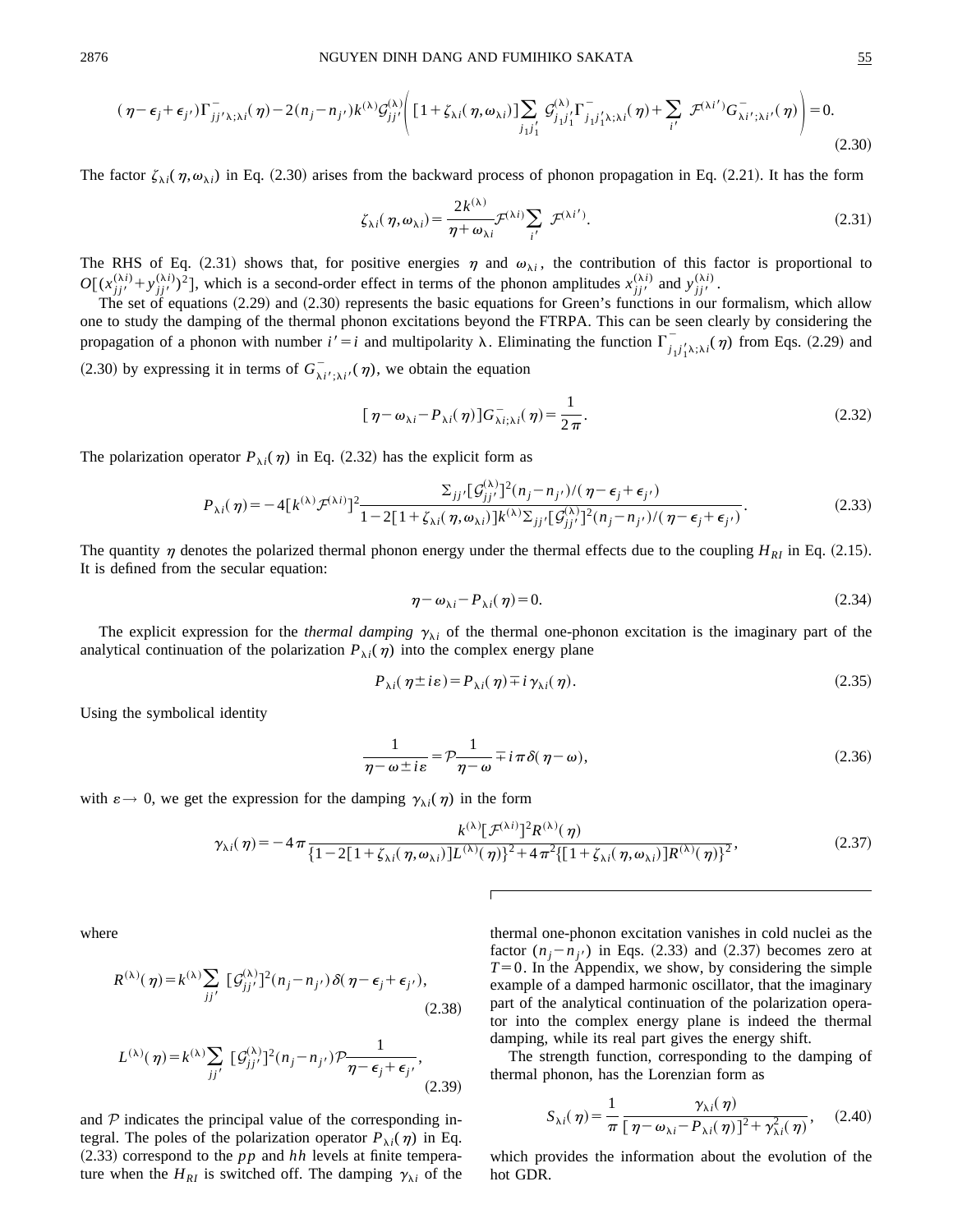$$(\eta-\epsilon_j+\epsilon_{j'})\Gamma^{-}_{jj'\lambda;\lambda i}(\eta)-2(n_j-n_{j'})k^{(\lambda)}\mathcal{G}^{(\lambda)}_{jj'}\left([1+\zeta_{\lambda i}(\eta,\omega_{\lambda i})]\sum_{j_1j_1'}\mathcal{G}^{(\lambda)}_{j_1j_1'}\Gamma^{-}_{j_1j_1'\lambda;\lambda i}(\eta)+\sum_{i'}\mathcal{F}^{(\lambda i')}G^{-}_{\lambda i';\lambda i'}(\eta)\right)=0. \tag{2.30}$$

The factor $\zeta_{\lambda i}(\eta,\omega_{\lambda i})$ in Eq. (2.30) arises from the backward process of phonon propagation in Eq. (2.21). It has the form

$$\zeta_{\lambda i}(\eta,\omega_{\lambda i})=\frac{2k^{(\lambda)}}{\eta+\omega_{\lambda i}}\mathcal{F}^{(\lambda i)}\sum_{i'}\mathcal{F}^{(\lambda i')}. \tag{2.31}$$

The RHS of Eq. (2.31) shows that, for positive energies $\eta$ and $\omega_{\lambda i}$, the contribution of this factor is proportional to $O[(x^{(\lambda i)}_{jj'}+y^{(\lambda i)}_{jj'})^2]$, which is a second-order effect in terms of the phonon amplitudes $x^{(\lambda i)}_{jj'}$ and $y^{(\lambda i)}_{jj'}$.

The set of equations (2.29) and (2.30) represents the basic equations for Green's functions in our formalism, which allow one to study the damping of the thermal phonon excitations beyond the FTRPA. This can be seen clearly by considering the propagation of a phonon with number $i'=i$ and multipolarity $\lambda$. Eliminating the function $\Gamma^{-}_{j_1j_1'\lambda;\lambda i}(\eta)$ from Eqs. (2.29) and (2.30) by expressing it in terms of $G^{-}_{\lambda i';\lambda i'}(\eta)$, we obtain the equation

$$[\eta-\omega_{\lambda i}-P_{\lambda i}(\eta)]G^{-}_{\lambda i;\lambda i}(\eta)=\frac{1}{2\pi}. \tag{2.32}$$

The polarization operator $P_{\lambda i}(\eta)$ in Eq. (2.32) has the explicit form as

$$P_{\lambda i}(\eta)=-4[k^{(\lambda)}\mathcal{F}^{(\lambda i)}]^2\frac{\sum_{jj'}[\mathcal{G}^{(\lambda)}_{jj'}]^2(n_j-n_{j'})/(\eta-\epsilon_j+\epsilon_{j'})}{1-2[1+\zeta_{\lambda i}(\eta,\omega_{\lambda i})]k^{(\lambda)}\sum_{jj'}[\mathcal{G}^{(\lambda)}_{jj'}]^2(n_j-n_{j'})/(\eta-\epsilon_j+\epsilon_{j'})}. \tag{2.33}$$

The quantity $\eta$ denotes the polarized thermal phonon energy under the thermal effects due to the coupling $H_{RI}$ in Eq. (2.15). It is defined from the secular equation:

$$\eta-\omega_{\lambda i}-P_{\lambda i}(\eta)=0. \tag{2.34}$$

The explicit expression for the *thermal damping* $\gamma_{\lambda i}$ of the thermal one-phonon excitation is the imaginary part of the analytical continuation of the polarization $P_{\lambda i}(\eta)$ into the complex energy plane

$$P_{\lambda i}(\eta\pm i\varepsilon)=P_{\lambda i}(\eta)\mp i\gamma_{\lambda i}(\eta). \tag{2.35}$$

Using the symbolical identity

$$\frac{1}{\eta-\omega\pm i\varepsilon}=\mathcal{P}\frac{1}{\eta-\omega}\mp i\pi\delta(\eta-\omega), \tag{2.36}$$

with $\varepsilon\to 0$, we get the expression for the damping $\gamma_{\lambda i}(\eta)$ in the form

$$\gamma_{\lambda i}(\eta)=-4\pi\frac{k^{(\lambda)}[\mathcal{F}^{(\lambda i)}]^2R^{(\lambda)}(\eta)}{\{1-2[1+\zeta_{\lambda i}(\eta,\omega_{\lambda i})]L^{(\lambda)}(\eta)\}^2+4\pi^2\{[1+\zeta_{\lambda i}(\eta,\omega_{\lambda i})]R^{(\lambda)}(\eta)\}^2}, \tag{2.37}$$

where

$$R^{(\lambda)}(\eta)=k^{(\lambda)}\sum_{jj'}[\mathcal{G}^{(\lambda)}_{jj'}]^2(n_j-n_{j'})\delta(\eta-\epsilon_j+\epsilon_{j'}), \tag{2.38}$$

$$L^{(\lambda)}(\eta)=k^{(\lambda)}\sum_{jj'}[\mathcal{G}^{(\lambda)}_{jj'}]^2(n_j-n_{j'})\mathcal{P}\frac{1}{\eta-\epsilon_j+\epsilon_{j'}}, \tag{2.39}$$

and $\mathcal{P}$ indicates the principal value of the corresponding integral. The poles of the polarization operator $P_{\lambda i}(\eta)$ in Eq. (2.33) correspond to the $pp$ and $hh$ levels at finite temperature when the $H_{RI}$ is switched off. The damping $\gamma_{\lambda i}$ of the thermal one-phonon excitation vanishes in cold nuclei as the factor $(n_j-n_{j'})$ in Eqs. (2.33) and (2.37) becomes zero at $T=0$. In the Appendix, we show, by considering the simple example of a damped harmonic oscillator, that the imaginary part of the analytical continuation of the polarization operator into the complex energy plane is indeed the thermal damping, while its real part gives the energy shift.

The strength function, corresponding to the damping of thermal phonon, has the Lorenzian form as

$$S_{\lambda i}(\eta)=\frac{1}{\pi}\frac{\gamma_{\lambda i}(\eta)}{[\eta-\omega_{\lambda i}-P_{\lambda i}(\eta)]^2+\gamma^2_{\lambda i}(\eta)}, \tag{2.40}$$

which provides the information about the evolution of the hot GDR.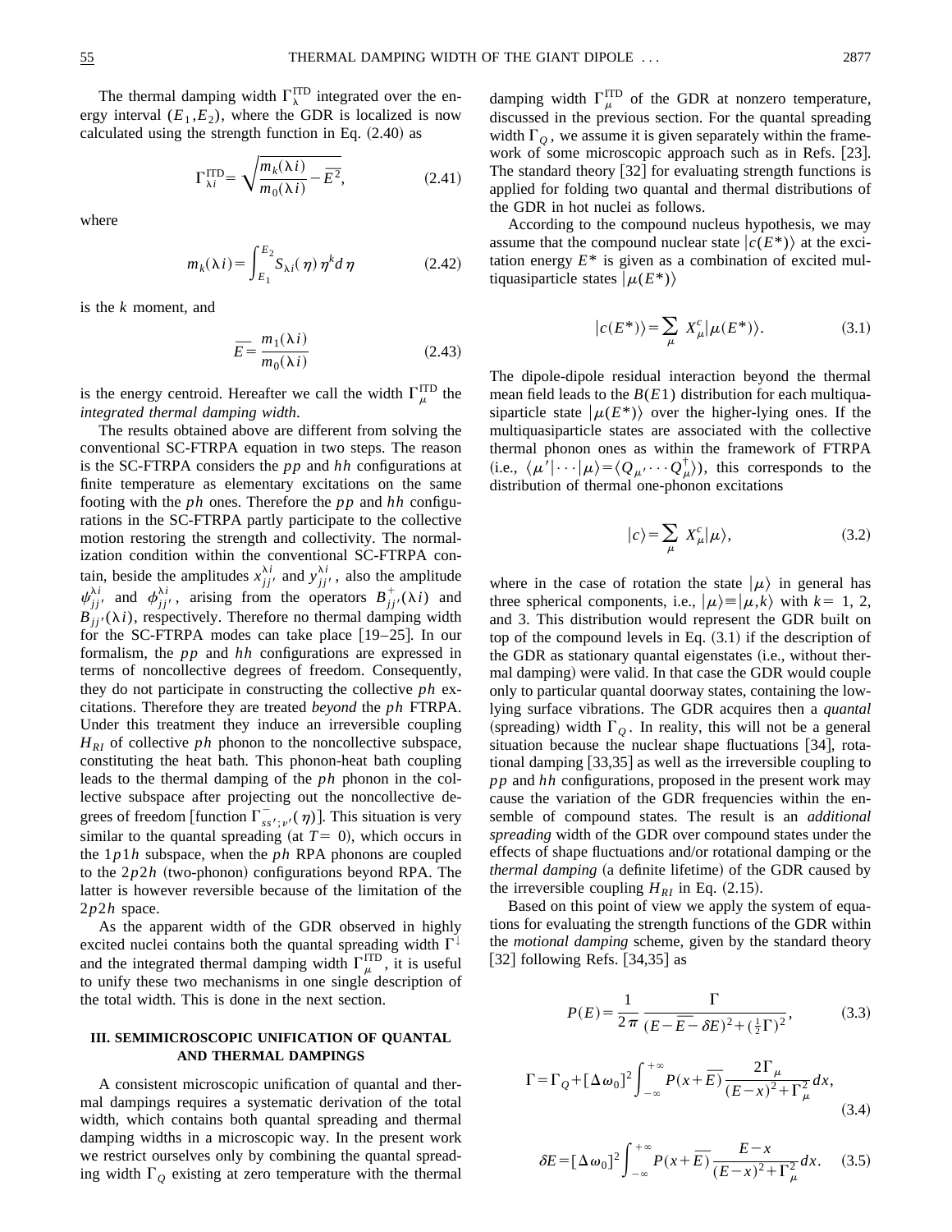The thermal damping width $\Gamma_{\lambda}^{\rm ITD}$ integrated over the energy interval $(E_1,E_2)$, where the GDR is localized is now calculated using the strength function in Eq. (2.40) as

$$\Gamma_{\lambda i}^{\rm ITD}=\sqrt{\frac{m_k(\lambda i)}{m_0(\lambda i)}-\overline{E}^2}, \tag{2.41}$$

where

$$m_k(\lambda i)=\int_{E_1}^{E_2} S_{\lambda i}(\eta)\eta^k d\eta \tag{2.42}$$

is the $k$ moment, and

$$\overline{E}=\frac{m_1(\lambda i)}{m_0(\lambda i)} \tag{2.43}$$

is the energy centroid. Hereafter we call the width $\Gamma_{\mu}^{\rm ITD}$ the *integrated thermal damping width*.

The results obtained above are different from solving the conventional SC-FTRPA equation in two steps. The reason is the SC-FTRPA considers the $pp$ and $hh$ configurations at finite temperature as elementary excitations on the same footing with the $ph$ ones. Therefore the $pp$ and $hh$ configurations in the SC-FTRPA partly participate to the collective motion restoring the strength and collectivity. The normalization condition within the conventional SC-FTRPA contain, beside the amplitudes $x_{jj'}^{\lambda i}$ and $y_{jj'}^{\lambda i}$, also the amplitude $\psi_{jj'}^{\lambda i}$ and $\phi_{jj'}^{\lambda i}$, arising from the operators $B_{jj'}^{+}(\lambda i)$ and $B_{jj'}(\lambda i)$, respectively. Therefore no thermal damping width for the SC-FTRPA modes can take place [19–25]. In our formalism, the $pp$ and $hh$ configurations are expressed in terms of noncollective degrees of freedom. Consequently, they do not participate in constructing the collective $ph$ excitations. Therefore they are treated *beyond* the $ph$ FTRPA. Under this treatment they induce an irreversible coupling $H_{RI}$ of collective $ph$ phonon to the noncollective subspace, constituting the heat bath. This phonon-heat bath coupling leads to the thermal damping of the $ph$ phonon in the collective subspace after projecting out the noncollective degrees of freedom [function $\Gamma_{ss';\nu'}^{-}(\eta)$]. This situation is very similar to the quantal spreading (at $T=0$), which occurs in the $1p1h$ subspace, when the $ph$ RPA phonons are coupled to the $2p2h$ (two-phonon) configurations beyond RPA. The latter is however reversible because of the limitation of the $2p2h$ space.

As the apparent width of the GDR observed in highly excited nuclei contains both the quantal spreading width $\Gamma^{\downarrow}$ and the integrated thermal damping width $\Gamma_{\mu}^{\rm ITD}$, it is useful to unify these two mechanisms in one single description of the total width. This is done in the next section.

## III. SEMIMICROSCOPIC UNIFICATION OF QUANTAL AND THERMAL DAMPINGS

A consistent microscopic unification of quantal and thermal dampings requires a systematic derivation of the total width, which contains both quantal spreading and thermal damping widths in a microscopic way. In the present work we restrict ourselves only by combining the quantal spreading width $\Gamma_Q$ existing at zero temperature with the thermal damping width $\Gamma_{\mu}^{\rm ITD}$ of the GDR at nonzero temperature, discussed in the previous section. For the quantal spreading width $\Gamma_Q$, we assume it is given separately within the framework of some microscopic approach such as in Refs. [23]. The standard theory [32] for evaluating strength functions is applied for folding two quantal and thermal distributions of the GDR in hot nuclei as follows.

According to the compound nucleus hypothesis, we may assume that the compound nuclear state $|c(E^*)\rangle$ at the excitation energy $E^*$ is given as a combination of excited multiquasiparticle states $|\mu(E^*)\rangle$

$$|c(E^*)\rangle=\sum_{\mu} X_{\mu}^{c}|\mu(E^*)\rangle. \tag{3.1}$$

The dipole-dipole residual interaction beyond the thermal mean field leads to the $B(E1)$ distribution for each multiquasiparticle state $|\mu(E^*)\rangle$ over the higher-lying ones. If the multiquasiparticle states are associated with the collective thermal phonon ones as within the framework of FTRPA (i.e., $\langle\mu'|\cdots|\mu\rangle=\langle Q_{\mu'}\cdots Q_{\mu}^{\dagger}\rangle$), this corresponds to the distribution of thermal one-phonon excitations

$$|c\rangle=\sum_{\mu} X_{\mu}^{c}|\mu\rangle, \tag{3.2}$$

where in the case of rotation the state $|\mu\rangle$ in general has three spherical components, i.e., $|\mu\rangle\equiv|\mu,k\rangle$ with $k=1$, 2, and 3. This distribution would represent the GDR built on top of the compound levels in Eq. (3.1) if the description of the GDR as stationary quantal eigenstates (i.e., without thermal damping) were valid. In that case the GDR would couple only to particular quantal doorway states, containing the low-lying surface vibrations. The GDR acquires then a *quantal* (spreading) width $\Gamma_Q$. In reality, this will not be a general situation because the nuclear shape fluctuations [34], rotational damping [33,35] as well as the irreversible coupling to $pp$ and $hh$ configurations, proposed in the present work may cause the variation of the GDR frequencies within the ensemble of compound states. The result is an *additional spreading* width of the GDR over compound states under the effects of shape fluctuations and/or rotational damping or the *thermal damping* (a definite lifetime) of the GDR caused by the irreversible coupling $H_{RI}$ in Eq. (2.15).

Based on this point of view we apply the system of equations for evaluating the strength functions of the GDR within the *motional damping* scheme, given by the standard theory [32] following Refs. [34,35] as

$$P(E)=\frac{1}{2\pi}\frac{\Gamma}{(E-\overline{E}-\delta E)^2+(\frac{1}{2}\Gamma)^2}, \tag{3.3}$$

$$\Gamma=\Gamma_Q+[\Delta\omega_0]^2\int_{-\infty}^{+\infty}P(x+\overline{E})\frac{2\Gamma_{\mu}}{(E-x)^2+\Gamma_{\mu}^2}dx, \tag{3.4}$$

$$\delta E=[\Delta\omega_0]^2\int_{-\infty}^{+\infty}P(x+\overline{E})\frac{E-x}{(E-x)^2+\Gamma_{\mu}^2}dx. \tag{3.5}$$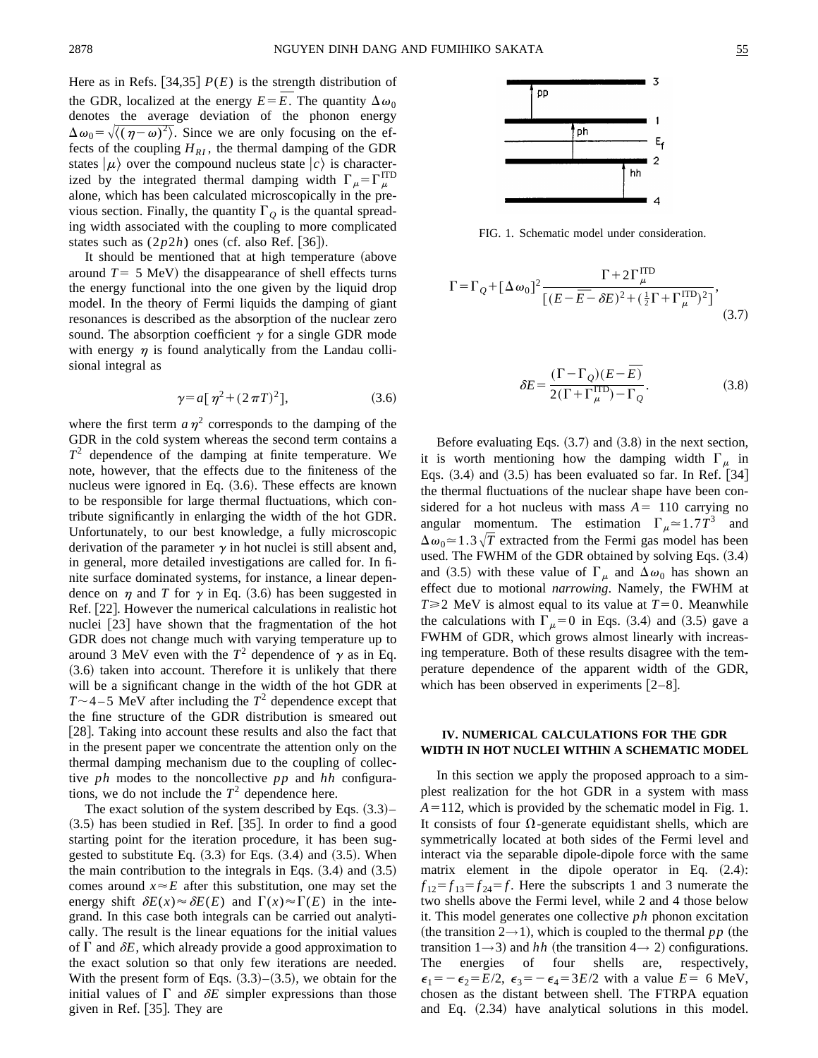Here as in Refs. [34,35] $P(E)$ is the strength distribution of the GDR, localized at the energy $E=\overline{E}$. The quantity $\Delta\omega_0$ denotes the average deviation of the phonon energy $\Delta\omega_0=\sqrt{\langle(\eta-\omega)^2\rangle}$. Since we are only focusing on the effects of the coupling $H_{RI}$, the thermal damping of the GDR states $|\mu\rangle$ over the compound nucleus state $|c\rangle$ is characterized by the integrated thermal damping width $\Gamma_\mu=\Gamma_\mu^{\rm ITD}$ alone, which has been calculated microscopically in the previous section. Finally, the quantity $\Gamma_Q$ is the quantal spreading width associated with the coupling to more complicated states such as $(2p2h)$ ones (cf. also Ref. [36]).

It should be mentioned that at high temperature (above around $T=$ 5 MeV) the disappearance of shell effects turns the energy functional into the one given by the liquid drop model. In the theory of Fermi liquids the damping of giant resonances is described as the absorption of the nuclear zero sound. The absorption coefficient $\gamma$ for a single GDR mode with energy $\eta$ is found analytically from the Landau collisional integral as

$$\gamma=a[\eta^2+(2\pi T)^2], \tag{3.6}$$

where the first term $a\eta^2$ corresponds to the damping of the GDR in the cold system whereas the second term contains a $T^2$ dependence of the damping at finite temperature. We note, however, that the effects due to the finiteness of the nucleus were ignored in Eq. (3.6). These effects are known to be responsible for large thermal fluctuations, which contribute significantly in enlarging the width of the hot GDR. Unfortunately, to our best knowledge, a fully microscopic derivation of the parameter $\gamma$ in hot nuclei is still absent and, in general, more detailed investigations are called for. In finite surface dominated systems, for instance, a linear dependence on $\eta$ and $T$ for $\gamma$ in Eq. (3.6) has been suggested in Ref. [22]. However the numerical calculations in realistic hot nuclei [23] have shown that the fragmentation of the hot GDR does not change much with varying temperature up to around 3 MeV even with the $T^2$ dependence of $\gamma$ as in Eq. (3.6) taken into account. Therefore it is unlikely that there will be a significant change in the width of the hot GDR at $T\sim 4-5$ MeV after including the $T^2$ dependence except that the fine structure of the GDR distribution is smeared out [28]. Taking into account these results and also the fact that in the present paper we concentrate the attention only on the thermal damping mechanism due to the coupling of collective $ph$ modes to the noncollective $pp$ and $hh$ configurations, we do not include the $T^2$ dependence here.

The exact solution of the system described by Eqs. (3.3)–(3.5) has been studied in Ref. [35]. In order to find a good starting point for the iteration procedure, it has been suggested to substitute Eq. (3.3) for Eqs. (3.4) and (3.5). When the main contribution to the integrals in Eqs. (3.4) and (3.5) comes around $x\approx E$ after this substitution, one may set the energy shift $\delta E(x)\approx\delta E(E)$ and $\Gamma(x)\approx\Gamma(E)$ in the integrand. In this case both integrals can be carried out analytically. The result is the linear equations for the initial values of $\Gamma$ and $\delta E$, which already provide a good approximation to the exact solution so that only few iterations are needed. With the present form of Eqs. (3.3)–(3.5), we obtain for the initial values of $\Gamma$ and $\delta E$ simpler expressions than those given in Ref. [35]. They are

$$\Gamma=\Gamma_Q+[\Delta\omega_0]^2\frac{\Gamma+2\Gamma_\mu^{\rm ITD}}{[(E-\overline{E}-\delta E)^2+(\frac{1}{2}\Gamma+\Gamma_\mu^{\rm ITD})^2]}, \tag{3.7}$$

$$\delta E=\frac{(\Gamma-\Gamma_Q)(E-\overline{E})}{2(\Gamma+\Gamma_\mu^{\rm ITD})-\Gamma_Q}. \tag{3.8}$$

Before evaluating Eqs. (3.7) and (3.8) in the next section, it is worth mentioning how the damping width $\Gamma_\mu$ in Eqs. (3.4) and (3.5) has been evaluated so far. In Ref. [34] the thermal fluctuations of the nuclear shape have been considered for a hot nucleus with mass $A=$ 110 carrying no angular momentum. The estimation $\Gamma_\mu\simeq 1.7T^3$ and $\Delta\omega_0\simeq 1.3\sqrt{T}$ extracted from the Fermi gas model has been used. The FWHM of the GDR obtained by solving Eqs. (3.4) and (3.5) with these value of $\Gamma_\mu$ and $\Delta\omega_0$ has shown an effect due to motional *narrowing*. Namely, the FWHM at $T\geq 2$ MeV is almost equal to its value at $T=0$. Meanwhile the calculations with $\Gamma_\mu=0$ in Eqs. (3.4) and (3.5) gave a FWHM of GDR, which grows almost linearly with increasing temperature. Both of these results disagree with the temperature dependence of the apparent width of the GDR, which has been observed in experiments [2–8].

## IV. NUMERICAL CALCULATIONS FOR THE GDR WIDTH IN HOT NUCLEI WITHIN A SCHEMATIC MODEL

In this section we apply the proposed approach to a simplest realization for the hot GDR in a system with mass $A=112$, which is provided by the schematic model in Fig. 1. It consists of four $\Omega$-generate equidistant shells, which are symmetrically located at both sides of the Fermi level and interact via the separable dipole-dipole force with the same matrix element in the dipole operator in Eq. (2.4): $f_{12}=f_{13}=f_{24}=f$. Here the subscripts 1 and 3 numerate the two shells above the Fermi level, while 2 and 4 those below it. This model generates one collective $ph$ phonon excitation (the transition $2\rightarrow 1$), which is coupled to the thermal $pp$ (the transition $1\rightarrow 3$) and $hh$ (the transition $4\rightarrow 2$) configurations. The energies of four shells are, respectively, $\epsilon_1=-\epsilon_2=E/2$, $\epsilon_3=-\epsilon_4=3E/2$ with a value $E=$ 6 MeV, chosen as the distant between shell. The FTRPA equation and Eq. (2.34) have analytical solutions in this model.

FIG. 1. Schematic model under consideration.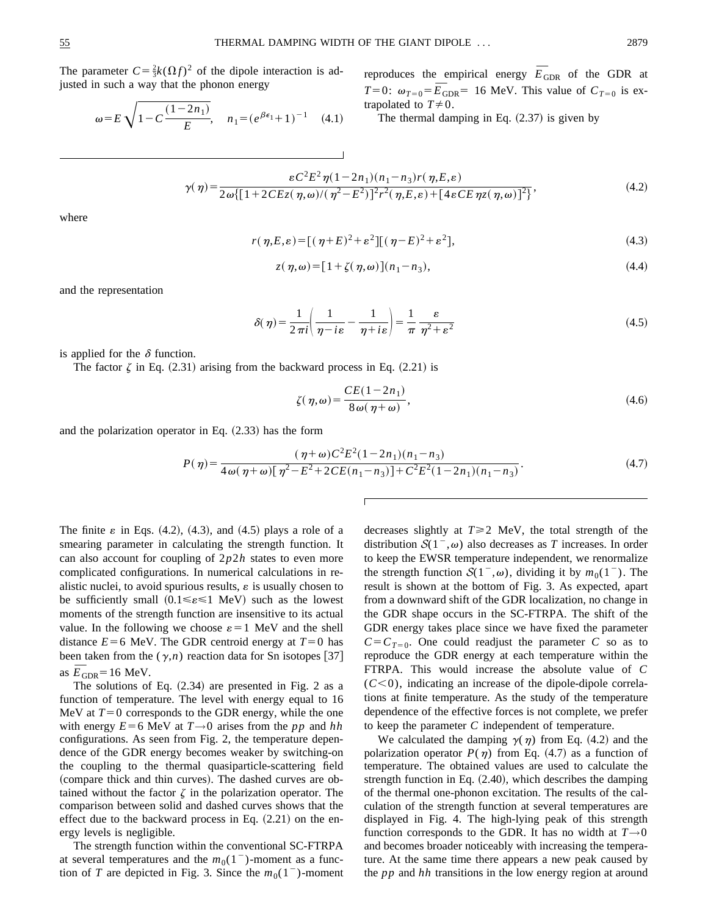The parameter $C=\frac{2}{3}k(\Omega f)^2$ of the dipole interaction is adjusted in such a way that the phonon energy

$$\omega=E\sqrt{1-C\frac{(1-2n_1)}{E}}, \quad n_1=(e^{\beta\epsilon_1}+1)^{-1} \tag{4.1}$$

reproduces the empirical energy $\overline{E}_{\mathrm{GDR}}$ of the GDR at $T=0$: $\omega_{T=0}=\overline{E}_{\mathrm{GDR}}=16$ MeV. This value of $C_{T=0}$ is extrapolated to $T\neq 0$.

The thermal damping in Eq. (2.37) is given by

$$\gamma(\eta)=\frac{\varepsilon C^2E^2\eta(1-2n_1)(n_1-n_3)r(\eta,E,\varepsilon)}{2\omega\{[1+2CEz(\eta,\omega)/(\eta^2-E^2)]^2r^2(\eta,E,\varepsilon)+[4\varepsilon CE\eta z(\eta,\omega)]^2\}}, \tag{4.2}$$

where

$$r(\eta,E,\varepsilon)=[(\eta+E)^2+\varepsilon^2][(\eta-E)^2+\varepsilon^2], \tag{4.3}$$

$$z(\eta,\omega)=[1+\zeta(\eta,\omega)](n_1-n_3), \tag{4.4}$$

and the representation

$$\delta(\eta)=\frac{1}{2\pi i}\left(\frac{1}{\eta-i\varepsilon}-\frac{1}{\eta+i\varepsilon}\right)=\frac{1}{\pi}\frac{\varepsilon}{\eta^2+\varepsilon^2} \tag{4.5}$$

is applied for the $\delta$ function.

The factor $\zeta$ in Eq. (2.31) arising from the backward process in Eq. (2.21) is

$$\zeta(\eta,\omega)=\frac{CE(1-2n_1)}{8\omega(\eta+\omega)}, \tag{4.6}$$

and the polarization operator in Eq. (2.33) has the form

$$P(\eta)=\frac{(\eta+\omega)C^2E^2(1-2n_1)(n_1-n_3)}{4\omega(\eta+\omega)[\eta^2-E^2+2CE(n_1-n_3)]+C^2E^2(1-2n_1)(n_1-n_3)}. \tag{4.7}$$

The finite $\varepsilon$ in Eqs. (4.2), (4.3), and (4.5) plays a role of a smearing parameter in calculating the strength function. It can also account for coupling of $2p2h$ states to even more complicated configurations. In numerical calculations in realistic nuclei, to avoid spurious results, $\varepsilon$ is usually chosen to be sufficiently small ($0.1\leqslant\varepsilon\leqslant 1$ MeV) such as the lowest moments of the strength function are insensitive to its actual value. In the following we choose $\varepsilon=1$ MeV and the shell distance $E=6$ MeV. The GDR centroid energy at $T=0$ has been taken from the $(\gamma,n)$ reaction data for Sn isotopes [37] as $\overline{E}_{\mathrm{GDR}}=16$ MeV.

The solutions of Eq. (2.34) are presented in Fig. 2 as a function of temperature. The level with energy equal to 16 MeV at $T=0$ corresponds to the GDR energy, while the one with energy $E=6$ MeV at $T\rightarrow 0$ arises from the $pp$ and $hh$ configurations. As seen from Fig. 2, the temperature dependence of the GDR energy becomes weaker by switching-on the coupling to the thermal quasiparticle-scattering field (compare thick and thin curves). The dashed curves are obtained without the factor $\zeta$ in the polarization operator. The comparison between solid and dashed curves shows that the effect due to the backward process in Eq. (2.21) on the energy levels is negligible.

The strength function within the conventional SC-FTRPA at several temperatures and the $m_0(1^-)$-moment as a function of $T$ are depicted in Fig. 3. Since the $m_0(1^-)$-moment decreases slightly at $T\geqslant 2$ MeV, the total strength of the distribution $\mathcal{S}(1^-,\omega)$ also decreases as $T$ increases. In order to keep the EWSR temperature independent, we renormalize the strength function $\mathcal{S}(1^-,\omega)$, dividing it by $m_0(1^-)$. The result is shown at the bottom of Fig. 3. As expected, apart from a downward shift of the GDR localization, no change in the GDR shape occurs in the SC-FTRPA. The shift of the GDR energy takes place since we have fixed the parameter $C=C_{T=0}$. One could readjust the parameter $C$ so as to reproduce the GDR energy at each temperature within the FTRPA. This would increase the absolute value of $C$ ($C<0$), indicating an increase of the dipole-dipole correlations at finite temperature. As the study of the temperature dependence of the effective forces is not complete, we prefer to keep the parameter $C$ independent of temperature.

We calculated the damping $\gamma(\eta)$ from Eq. (4.2) and the polarization operator $P(\eta)$ from Eq. (4.7) as a function of temperature. The obtained values are used to calculate the strength function in Eq. (2.40), which describes the damping of the thermal one-phonon excitation. The results of the calculation of the strength function at several temperatures are displayed in Fig. 4. The high-lying peak of this strength function corresponds to the GDR. It has no width at $T\rightarrow 0$ and becomes broader noticeably with increasing the temperature. At the same time there appears a new peak caused by the $pp$ and $hh$ transitions in the low energy region at around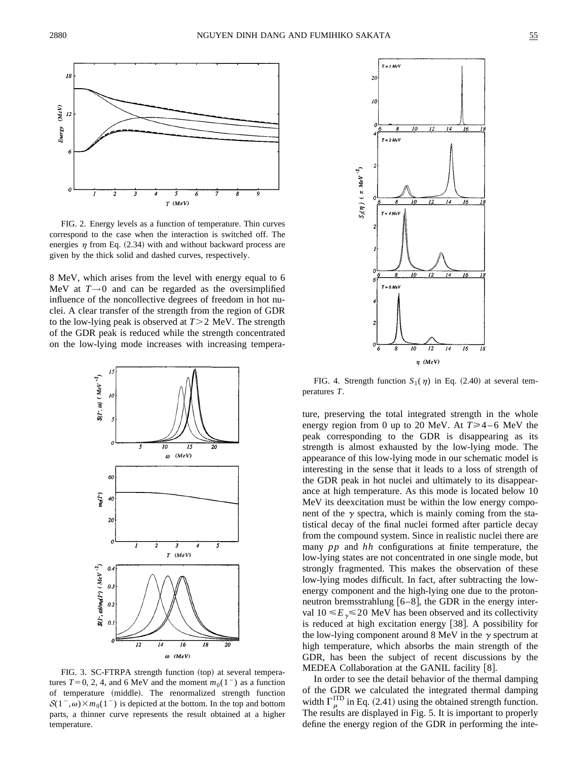FIG. 2. Energy levels as a function of temperature. Thin curves correspond to the case when the interaction is switched off. The energies $\eta$ from Eq. (2.34) with and without backward process are given by the thick solid and dashed curves, respectively.

8 MeV, which arises from the level with energy equal to 6 MeV at $T\rightarrow 0$ and can be regarded as the oversimplified influence of the noncollective degrees of freedom in hot nuclei. A clear transfer of the strength from the region of GDR to the low-lying peak is observed at $T>2$ MeV. The strength of the GDR peak is reduced while the strength concentrated on the low-lying mode increases with increasing temperature, preserving the total integrated strength in the whole energy region from 0 up to 20 MeV. At $T\geqslant 4-6$ MeV the peak corresponding to the GDR is disappearing as its strength is almost exhausted by the low-lying mode. The appearance of this low-lying mode in our schematic model is interesting in the sense that it leads to a loss of strength of the GDR peak in hot nuclei and ultimately to its disappearance at high temperature. As this mode is located below 10 MeV its deexcitation must be within the low energy component of the $\gamma$ spectra, which is mainly coming from the statistical decay of the final nuclei formed after particle decay from the compound system. Since in realistic nuclei there are many $pp$ and $hh$ configurations at finite temperature, the low-lying states are not concentrated in one single mode, but strongly fragmented. This makes the observation of these low-lying modes difficult. In fact, after subtracting the low-energy component and the high-lying one due to the proton-neutron bremsstrahlung [6–8], the GDR in the energy interval $10\leqslant E_{\gamma}\leqslant 20$ MeV has been observed and its collectivity is reduced at high excitation energy [38]. A possibility for the low-lying component around 8 MeV in the $\gamma$ spectrum at high temperature, which absorbs the main strength of the GDR, has been the subject of recent discussions by the MEDEA Collaboration at the GANIL facility [8].

FIG. 3. SC-FTRPA strength function (top) at several temperatures $T=0$, 2, 4, and 6 MeV and the moment $m_0(1^-)$ as a function of temperature (middle). The renormalized strength function $\mathcal{S}(1^-,\omega)\times m_0(1^-)$ is depicted at the bottom. In the top and bottom parts, a thinner curve represents the result obtained at a higher temperature.

FIG. 4. Strength function $S_1(\eta)$ in Eq. (2.40) at several temperatures $T$.

In order to see the detail behavior of the thermal damping of the GDR we calculated the integrated thermal damping width $\Gamma_{\mu}^{\rm ITD}$ in Eq. (2.41) using the obtained strength function. The results are displayed in Fig. 5. It is important to properly define the energy region of the GDR in performing the inte-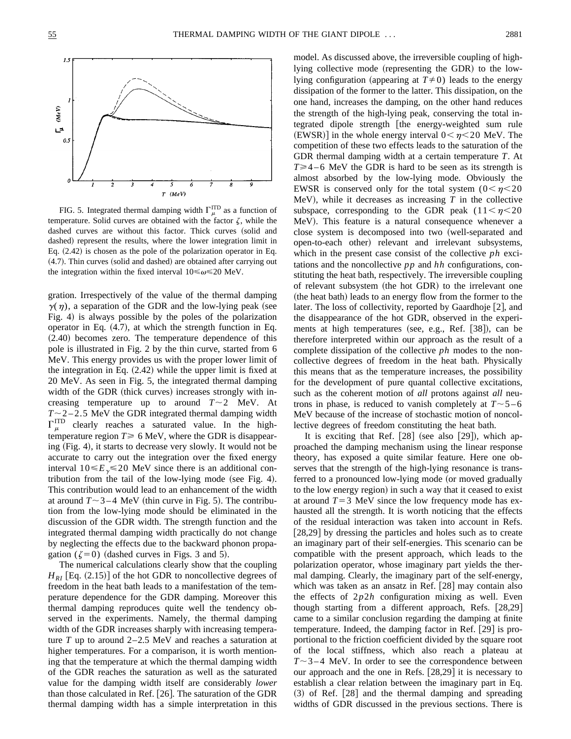FIG. 5. Integrated thermal damping width $\Gamma_\mu^{\rm ITD}$ as a function of temperature. Solid curves are obtained with the factor $\zeta$, while the dashed curves are without this factor. Thick curves (solid and dashed) represent the results, where the lower integration limit in Eq. (2.42) is chosen as the pole of the polarization operator in Eq. (4.7). Thin curves (solid and dashed) are obtained after carrying out the integration within the fixed interval $10 \leqslant \omega \leqslant 20$ MeV.

gration. Irrespectively of the value of the thermal damping $\gamma(\eta)$, a separation of the GDR and the low-lying peak (see Fig. 4) is always possible by the poles of the polarization operator in Eq. (4.7), at which the strength function in Eq. (2.40) becomes zero. The temperature dependence of this pole is illustrated in Fig. 2 by the thin curve, started from 6 MeV. This energy provides us with the proper lower limit of the integration in Eq. (2.42) while the upper limit is fixed at 20 MeV. As seen in Fig. 5, the integrated thermal damping width of the GDR (thick curves) increases strongly with increasing temperature up to around $T \sim 2$ MeV. At $T \sim 2-2.5$ MeV the GDR integrated thermal damping width $\Gamma_\mu^{\rm ITD}$ clearly reaches a saturated value. In the high-temperature region $T \geqslant 6$ MeV, where the GDR is disappearing (Fig. 4), it starts to decrease very slowly. It would not be accurate to carry out the integration over the fixed energy interval $10 \leqslant E_\gamma \leqslant 20$ MeV since there is an additional contribution from the tail of the low-lying mode (see Fig. 4). This contribution would lead to an enhancement of the width at around $T \sim 3-4$ MeV (thin curve in Fig. 5). The contribution from the low-lying mode should be eliminated in the discussion of the GDR width. The strength function and the integrated thermal damping width practically do not change by neglecting the effects due to the backward phonon propagation ($\zeta = 0$) (dashed curves in Figs. 3 and 5).

The numerical calculations clearly show that the coupling $H_{RI}$ [Eq. (2.15)] of the hot GDR to noncollective degrees of freedom in the heat bath leads to a manifestation of the temperature dependence for the GDR damping. Moreover this thermal damping reproduces quite well the tendency observed in the experiments. Namely, the thermal damping width of the GDR increases sharply with increasing temperature $T$ up to around 2–2.5 MeV and reaches a saturation at higher temperatures. For a comparison, it is worth mentioning that the temperature at which the thermal damping width of the GDR reaches the saturation as well as the saturated value for the damping width itself are considerably *lower* than those calculated in Ref. [26]. The saturation of the GDR thermal damping width has a simple interpretation in this model. As discussed above, the irreversible coupling of high-lying collective mode (representing the GDR) to the low-lying configuration (appearing at $T \neq 0$) leads to the energy dissipation of the former to the latter. This dissipation, on the one hand, increases the damping, on the other hand reduces the strength of the high-lying peak, conserving the total integrated dipole strength [the energy-weighted sum rule (EWSR)] in the whole energy interval $0 < \eta < 20$ MeV. The competition of these two effects leads to the saturation of the GDR thermal damping width at a certain temperature $T$. At $T \geqslant 4-6$ MeV the GDR is hard to be seen as its strength is almost absorbed by the low-lying mode. Obviously the EWSR is conserved only for the total system ($0 < \eta < 20$ MeV), while it decreases as increasing $T$ in the collective subspace, corresponding to the GDR peak ($11 < \eta < 20$ MeV). This feature is a natural consequence whenever a close system is decomposed into two (well-separated and open-to-each other) relevant and irrelevant subsystems, which in the present case consist of the collective $ph$ excitations and the noncollective $pp$ and $hh$ configurations, constituting the heat bath, respectively. The irreversible coupling of relevant subsystem (the hot GDR) to the irrelevant one (the heat bath) leads to an energy flow from the former to the later. The loss of collectivity, reported by Gaardhoje [2], and the disappearance of the hot GDR, observed in the experiments at high temperatures (see, e.g., Ref. [38]), can be therefore interpreted within our approach as the result of a complete dissipation of the collective $ph$ modes to the noncollective degrees of freedom in the heat bath. Physically this means that as the temperature increases, the possibility for the development of pure quantal collective excitations, such as the coherent motion of *all* protons against *all* neutrons in phase, is reduced to vanish completely at $T \sim 5-6$ MeV because of the increase of stochastic motion of noncollective degrees of freedom constituting the heat bath.

It is exciting that Ref. [28] (see also [29]), which approached the damping mechanism using the linear response theory, has exposed a quite similar feature. Here one observes that the strength of the high-lying resonance is transferred to a pronounced low-lying mode (or moved gradually to the low energy region) in such a way that it ceased to exist at around $T = 3$ MeV since the low frequency mode has exhausted all the strength. It is worth noticing that the effects of the residual interaction was taken into account in Refs. [28,29] by dressing the particles and holes such as to create an imaginary part of their self-energies. This scenario can be compatible with the present approach, which leads to the polarization operator, whose imaginary part yields the thermal damping. Clearly, the imaginary part of the self-energy, which was taken as an ansatz in Ref. [28] may contain also the effects of $2p2h$ configuration mixing as well. Even though starting from a different approach, Refs. [28,29] came to a similar conclusion regarding the damping at finite temperature. Indeed, the damping factor in Ref. [29] is proportional to the friction coefficient divided by the square root of the local stiffness, which also reach a plateau at $T \sim 3-4$ MeV. In order to see the correspondence between our approach and the one in Refs. [28,29] it is necessary to establish a clear relation between the imaginary part in Eq. (3) of Ref. [28] and the thermal damping and spreading widths of GDR discussed in the previous sections. There is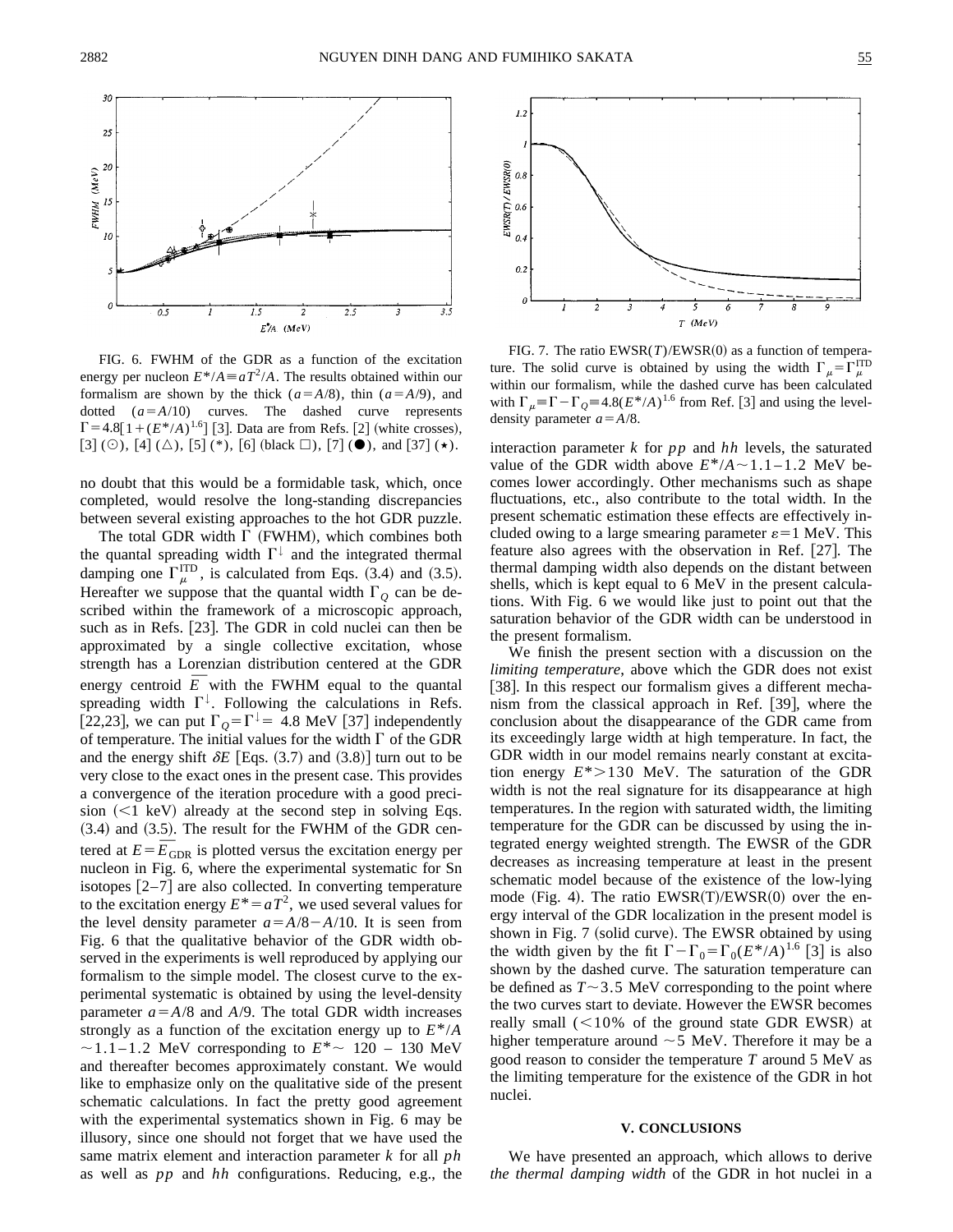FIG. 6. FWHM of the GDR as a function of the excitation energy per nucleon $E^*/A \equiv aT^2/A$. The results obtained within our formalism are shown by the thick ($a=A/8$), thin ($a=A/9$), and dotted ($a=A/10$) curves. The dashed curve represents $\Gamma = 4.8[1+(E^*/A)^{1.6}]$ [3]. Data are from Refs. [2] (white crosses), [3] (⊙), [4] (△), [5] (*), [6] (black □), [7] (●), and [37] (⋆).

FIG. 7. The ratio EWSR($T$)/EWSR(0) as a function of temperature. The solid curve is obtained by using the width $\Gamma_\mu = \Gamma_\mu^{\rm ITD}$ within our formalism, while the dashed curve has been calculated with $\Gamma_\mu \equiv \Gamma - \Gamma_Q \equiv 4.8(E^*/A)^{1.6}$ from Ref. [3] and using the level-density parameter $a=A/8$.

no doubt that this would be a formidable task, which, once completed, would resolve the long-standing discrepancies between several existing approaches to the hot GDR puzzle.

The total GDR width $\Gamma$ (FWHM), which combines both the quantal spreading width $\Gamma^{\downarrow}$ and the integrated thermal damping one $\Gamma_\mu^{\rm ITD}$, is calculated from Eqs. (3.4) and (3.5). Hereafter we suppose that the quantal width $\Gamma_Q$ can be described within the framework of a microscopic approach, such as in Refs. [23]. The GDR in cold nuclei can then be approximated by a single collective excitation, whose strength has a Lorenzian distribution centered at the GDR energy centroid $\overline{E}$ with the FWHM equal to the quantal spreading width $\Gamma^{\downarrow}$. Following the calculations in Refs. [22,23], we can put $\Gamma_Q = \Gamma^{\downarrow} =$ 4.8 MeV [37] independently of temperature. The initial values for the width $\Gamma$ of the GDR and the energy shift $\delta E$ [Eqs. (3.7) and (3.8)] turn out to be very close to the exact ones in the present case. This provides a convergence of the iteration procedure with a good precision (<1 keV) already at the second step in solving Eqs. (3.4) and (3.5). The result for the FWHM of the GDR centered at $E=\overline{E}_{\rm GDR}$ is plotted versus the excitation energy per nucleon in Fig. 6, where the experimental systematic for Sn isotopes [2–7] are also collected. In converting temperature to the excitation energy $E^* = aT^2$, we used several values for the level density parameter $a=A/8-A/10$. It is seen from Fig. 6 that the qualitative behavior of the GDR width observed in the experiments is well reproduced by applying our formalism to the simple model. The closest curve to the experimental systematic is obtained by using the level-density parameter $a=A/8$ and $A/9$. The total GDR width increases strongly as a function of the excitation energy up to $E^*/A \sim 1.1-1.2$ MeV corresponding to $E^* \sim$ 120 – 130 MeV and thereafter becomes approximately constant. We would like to emphasize only on the qualitative side of the present schematic calculations. In fact the pretty good agreement with the experimental systematics shown in Fig. 6 may be illusory, since one should not forget that we have used the same matrix element and interaction parameter $k$ for all $ph$ as well as $pp$ and $hh$ configurations. Reducing, e.g., the interaction parameter $k$ for $pp$ and $hh$ levels, the saturated value of the GDR width above $E^*/A \sim 1.1-1.2$ MeV becomes lower accordingly. Other mechanisms such as shape fluctuations, etc., also contribute to the total width. In the present schematic estimation these effects are effectively included owing to a large smearing parameter $\varepsilon = 1$ MeV. This feature also agrees with the observation in Ref. [27]. The thermal damping width also depends on the distant between shells, which is kept equal to 6 MeV in the present calculations. With Fig. 6 we would like just to point out that the saturation behavior of the GDR width can be understood in the present formalism.

We finish the present section with a discussion on the *limiting temperature*, above which the GDR does not exist [38]. In this respect our formalism gives a different mechanism from the classical approach in Ref. [39], where the conclusion about the disappearance of the GDR came from its exceedingly large width at high temperature. In fact, the GDR width in our model remains nearly constant at excitation energy $E^* > 130$ MeV. The saturation of the GDR width is not the real signature for its disappearance at high temperatures. In the region with saturated width, the limiting temperature for the GDR can be discussed by using the integrated energy weighted strength. The EWSR of the GDR decreases as increasing temperature at least in the present schematic model because of the existence of the low-lying mode (Fig. 4). The ratio EWSR(T)/EWSR(0) over the energy interval of the GDR localization in the present model is shown in Fig. 7 (solid curve). The EWSR obtained by using the width given by the fit $\Gamma - \Gamma_0 = \Gamma_0(E^*/A)^{1.6}$ [3] is also shown by the dashed curve. The saturation temperature can be defined as $T \sim 3.5$ MeV corresponding to the point where the two curves start to deviate. However the EWSR becomes really small (<10% of the ground state GDR EWSR) at higher temperature around $\sim 5$ MeV. Therefore it may be a good reason to consider the temperature $T$ around 5 MeV as the limiting temperature for the existence of the GDR in hot nuclei.

## V. CONCLUSIONS

We have presented an approach, which allows to derive *the thermal damping width* of the GDR in hot nuclei in a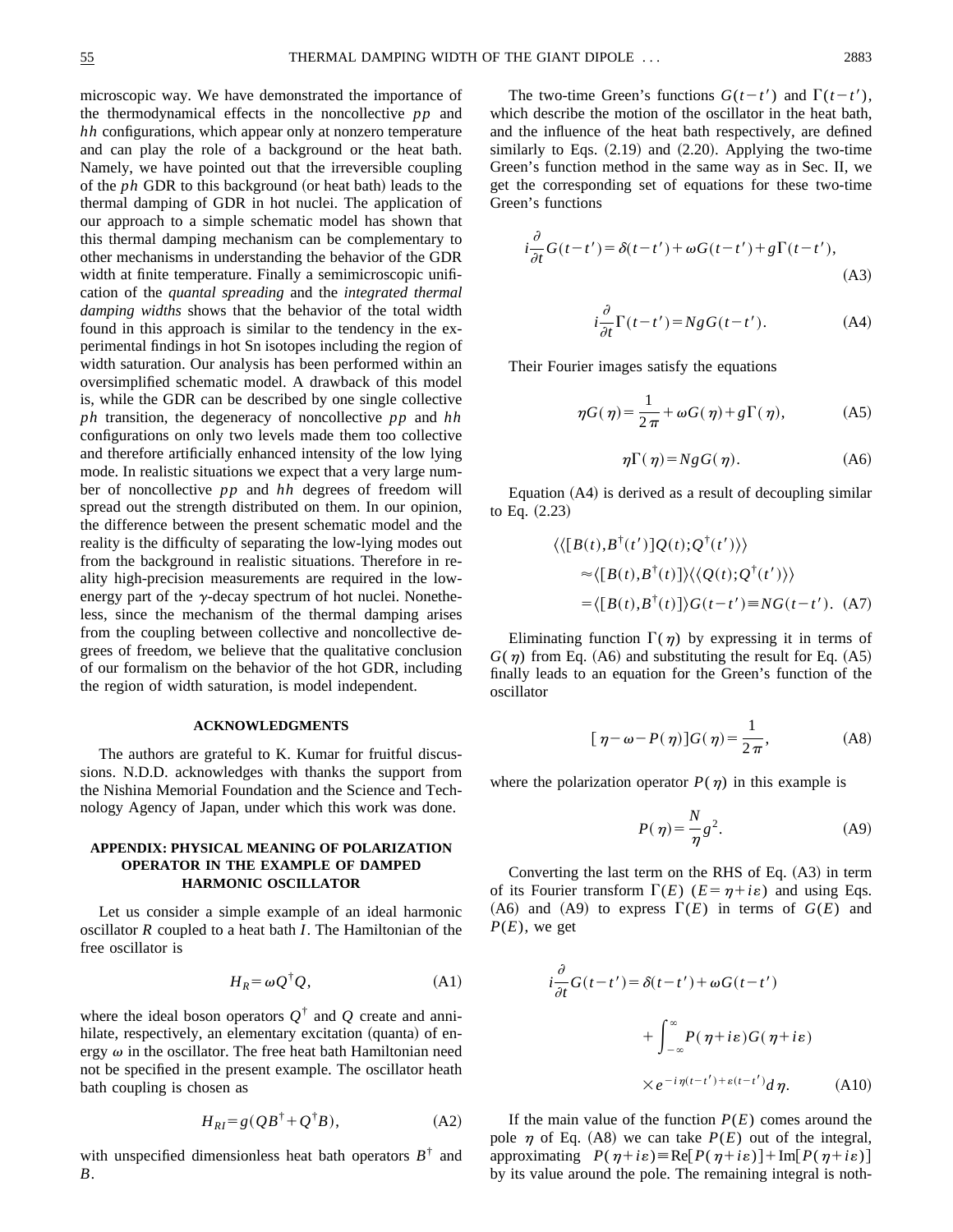microscopic way. We have demonstrated the importance of the thermodynamical effects in the noncollective *pp* and *hh* configurations, which appear only at nonzero temperature and can play the role of a background or the heat bath. Namely, we have pointed out that the irreversible coupling of the *ph* GDR to this background (or heat bath) leads to the thermal damping of GDR in hot nuclei. The application of our approach to a simple schematic model has shown that this thermal damping mechanism can be complementary to other mechanisms in understanding the behavior of the GDR width at finite temperature. Finally a semimicroscopic unification of the *quantal spreading* and the *integrated thermal damping widths* shows that the behavior of the total width found in this approach is similar to the tendency in the experimental findings in hot Sn isotopes including the region of width saturation. Our analysis has been performed within an oversimplified schematic model. A drawback of this model is, while the GDR can be described by one single collective *ph* transition, the degeneracy of noncollective *pp* and *hh* configurations on only two levels made them too collective and therefore artificially enhanced intensity of the low lying mode. In realistic situations we expect that a very large number of noncollective *pp* and *hh* degrees of freedom will spread out the strength distributed on them. In our opinion, the difference between the present schematic model and the reality is the difficulty of separating the low-lying modes out from the background in realistic situations. Therefore in reality high-precision measurements are required in the low-energy part of the $\gamma$-decay spectrum of hot nuclei. Nonetheless, since the mechanism of the thermal damping arises from the coupling between collective and noncollective degrees of freedom, we believe that the qualitative conclusion of our formalism on the behavior of the hot GDR, including the region of width saturation, is model independent.

## ACKNOWLEDGMENTS

The authors are grateful to K. Kumar for fruitful discussions. N.D.D. acknowledges with thanks the support from the Nishina Memorial Foundation and the Science and Technology Agency of Japan, under which this work was done.

## APPENDIX: PHYSICAL MEANING OF POLARIZATION OPERATOR IN THE EXAMPLE OF DAMPED HARMONIC OSCILLATOR

Let us consider a simple example of an ideal harmonic oscillator $R$ coupled to a heat bath $I$. The Hamiltonian of the free oscillator is

$$H_R = \omega Q^\dagger Q, \tag{A1}$$

where the ideal boson operators $Q^\dagger$ and $Q$ create and annihilate, respectively, an elementary excitation (quanta) of energy $\omega$ in the oscillator. The free heat bath Hamiltonian need not be specified in the present example. The oscillator heath bath coupling is chosen as

$$H_{RI} = g(QB^\dagger + Q^\dagger B), \tag{A2}$$

with unspecified dimensionless heat bath operators $B^\dagger$ and $B$.

The two-time Green's functions $G(t-t')$ and $\Gamma(t-t')$, which describe the motion of the oscillator in the heat bath, and the influence of the heat bath respectively, are defined similarly to Eqs. (2.19) and (2.20). Applying the two-time Green's function method in the same way as in Sec. II, we get the corresponding set of equations for these two-time Green's functions

$$i\frac{\partial}{\partial t}G(t-t') = \delta(t-t') + \omega G(t-t') + g\Gamma(t-t'), \tag{A3}$$

$$i\frac{\partial}{\partial t}\Gamma(t-t') = NgG(t-t'). \tag{A4}$$

Their Fourier images satisfy the equations

$$\eta G(\eta) = \frac{1}{2\pi} + \omega G(\eta) + g\Gamma(\eta), \tag{A5}$$

$$\eta \Gamma(\eta) = NgG(\eta). \tag{A6}$$

Equation (A4) is derived as a result of decoupling similar to Eq. (2.23)

$$\begin{aligned}
&\langle\langle [B(t),B^\dagger(t')]Q(t);Q^\dagger(t')\rangle\rangle \\
&\quad\approx \langle [B(t),B^\dagger(t)]\rangle\langle\langle Q(t);Q^\dagger(t')\rangle\rangle \\
&\quad= \langle [B(t),B^\dagger(t)]\rangle G(t-t') \equiv NG(t-t').
\end{aligned} \tag{A7}$$

Eliminating function $\Gamma(\eta)$ by expressing it in terms of $G(\eta)$ from Eq. (A6) and substituting the result for Eq. (A5) finally leads to an equation for the Green's function of the oscillator

$$[\eta - \omega - P(\eta)]G(\eta) = \frac{1}{2\pi}, \tag{A8}$$

where the polarization operator $P(\eta)$ in this example is

$$P(\eta) = \frac{N}{\eta}g^2. \tag{A9}$$

Converting the last term on the RHS of Eq. (A3) in term of its Fourier transform $\Gamma(E)$ $(E = \eta + i\varepsilon)$ and using Eqs. (A6) and (A9) to express $\Gamma(E)$ in terms of $G(E)$ and $P(E)$, we get

$$\begin{aligned}
i\frac{\partial}{\partial t}G(t-t') &= \delta(t-t') + \omega G(t-t') \\
&\quad + \int_{-\infty}^{\infty} P(\eta + i\varepsilon)G(\eta + i\varepsilon) \\
&\quad \times e^{-i\eta(t-t') + \varepsilon(t-t')}d\eta.
\end{aligned} \tag{A10}$$

If the main value of the function $P(E)$ comes around the pole $\eta$ of Eq. (A8) we can take $P(E)$ out of the integral, approximating $P(\eta + i\varepsilon) \equiv \mathrm{Re}[P(\eta + i\varepsilon)] + \mathrm{Im}[P(\eta + i\varepsilon)]$ by its value around the pole. The remaining integral is noth-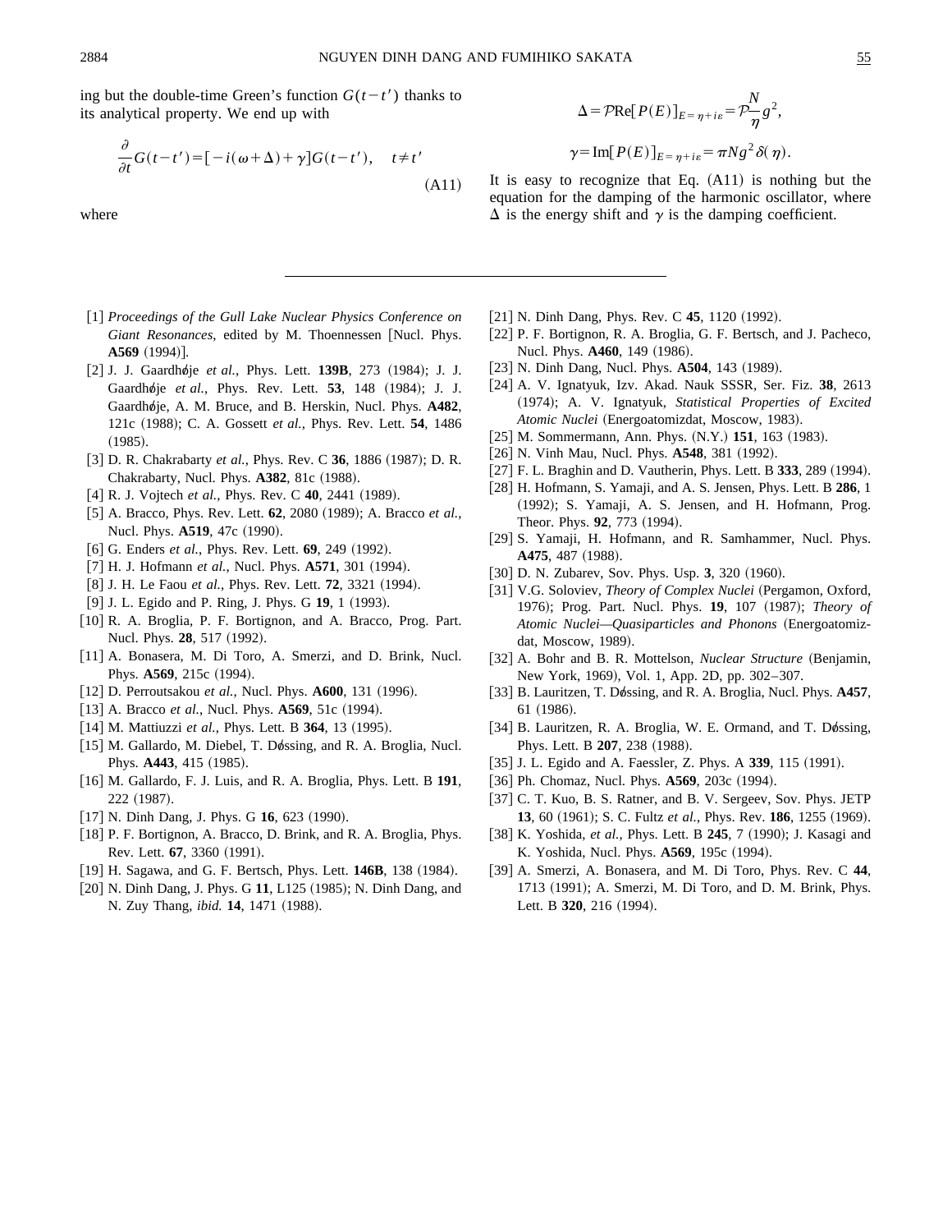ing but the double-time Green's function $G(t-t')$ thanks to its analytical property. We end up with

$$\frac{\partial}{\partial t}G(t-t')=[-i(\omega+\Delta)+\gamma]G(t-t'), \quad t\neq t' \tag{A11}$$

where

$$\Delta=\mathcal{P}\mathrm{Re}[P(E)]_{E=\eta+i\varepsilon}=\mathcal{P}\frac{N}{\eta}g^2,$$

$$\gamma=\mathrm{Im}[P(E)]_{E=\eta+i\varepsilon}=\pi Ng^2\delta(\eta).$$

It is easy to recognize that Eq. (A11) is nothing but the equation for the damping of the harmonic oscillator, where $\Delta$ is the energy shift and $\gamma$ is the damping coefficient.

---

[1] *Proceedings of the Gull Lake Nuclear Physics Conference on Giant Resonances*, edited by M. Thoennessen [Nucl. Phys. **A569** (1994)].

[2] J. J. Gaardhøje *et al.*, Phys. Lett. **139B**, 273 (1984); J. J. Gaardhøje *et al.*, Phys. Rev. Lett. **53**, 148 (1984); J. J. Gaardhøje, A. M. Bruce, and B. Herskin, Nucl. Phys. **A482**, 121c (1988); C. A. Gossett *et al.*, Phys. Rev. Lett. **54**, 1486 (1985).

[3] D. R. Chakrabarty *et al.*, Phys. Rev. C **36**, 1886 (1987); D. R. Chakrabarty, Nucl. Phys. **A382**, 81c (1988).

[4] R. J. Vojtech *et al.*, Phys. Rev. C **40**, 2441 (1989).

[5] A. Bracco, Phys. Rev. Lett. **62**, 2080 (1989); A. Bracco *et al.*, Nucl. Phys. **A519**, 47c (1990).

[6] G. Enders *et al.*, Phys. Rev. Lett. **69**, 249 (1992).

[7] H. J. Hofmann *et al.*, Nucl. Phys. **A571**, 301 (1994).

[8] J. H. Le Faou *et al.*, Phys. Rev. Lett. **72**, 3321 (1994).

[9] J. L. Egido and P. Ring, J. Phys. G **19**, 1 (1993).

[10] R. A. Broglia, P. F. Bortignon, and A. Bracco, Prog. Part. Nucl. Phys. **28**, 517 (1992).

[11] A. Bonasera, M. Di Toro, A. Smerzi, and D. Brink, Nucl. Phys. **A569**, 215c (1994).

[12] D. Perroutsakou *et al.*, Nucl. Phys. **A600**, 131 (1996).

[13] A. Bracco *et al.*, Nucl. Phys. **A569**, 51c (1994).

[14] M. Mattiuzzi *et al.*, Phys. Lett. B **364**, 13 (1995).

[15] M. Gallardo, M. Diebel, T. Døssing, and R. A. Broglia, Nucl. Phys. **A443**, 415 (1985).

[16] M. Gallardo, F. J. Luis, and R. A. Broglia, Phys. Lett. B **191**, 222 (1987).

[17] N. Dinh Dang, J. Phys. G **16**, 623 (1990).

[18] P. F. Bortignon, A. Bracco, D. Brink, and R. A. Broglia, Phys. Rev. Lett. **67**, 3360 (1991).

[19] H. Sagawa, and G. F. Bertsch, Phys. Lett. **146B**, 138 (1984).

[20] N. Dinh Dang, J. Phys. G **11**, L125 (1985); N. Dinh Dang, and N. Zuy Thang, *ibid.* **14**, 1471 (1988).

[21] N. Dinh Dang, Phys. Rev. C **45**, 1120 (1992).

[22] P. F. Bortignon, R. A. Broglia, G. F. Bertsch, and J. Pacheco, Nucl. Phys. **A460**, 149 (1986).

[23] N. Dinh Dang, Nucl. Phys. **A504**, 143 (1989).

[24] A. V. Ignatyuk, Izv. Akad. Nauk SSSR, Ser. Fiz. **38**, 2613 (1974); A. V. Ignatyuk, *Statistical Properties of Excited Atomic Nuclei* (Energoatomizdat, Moscow, 1983).

[25] M. Sommermann, Ann. Phys. (N.Y.) **151**, 163 (1983).

[26] N. Vinh Mau, Nucl. Phys. **A548**, 381 (1992).

[27] F. L. Braghin and D. Vautherin, Phys. Lett. B **333**, 289 (1994).

[28] H. Hofmann, S. Yamaji, and A. S. Jensen, Phys. Lett. B **286**, 1 (1992); S. Yamaji, A. S. Jensen, and H. Hofmann, Prog. Theor. Phys. **92**, 773 (1994).

[29] S. Yamaji, H. Hofmann, and R. Samhammer, Nucl. Phys. **A475**, 487 (1988).

[30] D. N. Zubarev, Sov. Phys. Usp. **3**, 320 (1960).

[31] V.G. Soloviev, *Theory of Complex Nuclei* (Pergamon, Oxford, 1976); Prog. Part. Nucl. Phys. **19**, 107 (1987); *Theory of Atomic Nuclei—Quasiparticles and Phonons* (Energoatomizdat, Moscow, 1989).

[32] A. Bohr and B. R. Mottelson, *Nuclear Structure* (Benjamin, New York, 1969), Vol. 1, App. 2D, pp. 302–307.

[33] B. Lauritzen, T. Døssing, and R. A. Broglia, Nucl. Phys. **A457**, 61 (1986).

[34] B. Lauritzen, R. A. Broglia, W. E. Ormand, and T. Døssing, Phys. Lett. B **207**, 238 (1988).

[35] J. L. Egido and A. Faessler, Z. Phys. A **339**, 115 (1991).

[36] Ph. Chomaz, Nucl. Phys. **A569**, 203c (1994).

[37] C. T. Kuo, B. S. Ratner, and B. V. Sergeev, Sov. Phys. JETP **13**, 60 (1961); S. C. Fultz *et al.*, Phys. Rev. **186**, 1255 (1969).

[38] K. Yoshida, *et al.*, Phys. Lett. B **245**, 7 (1990); J. Kasagi and K. Yoshida, Nucl. Phys. **A569**, 195c (1994).

[39] A. Smerzi, A. Bonasera, and M. Di Toro, Phys. Rev. C **44**, 1713 (1991); A. Smerzi, M. Di Toro, and D. M. Brink, Phys. Lett. B **320**, 216 (1994).